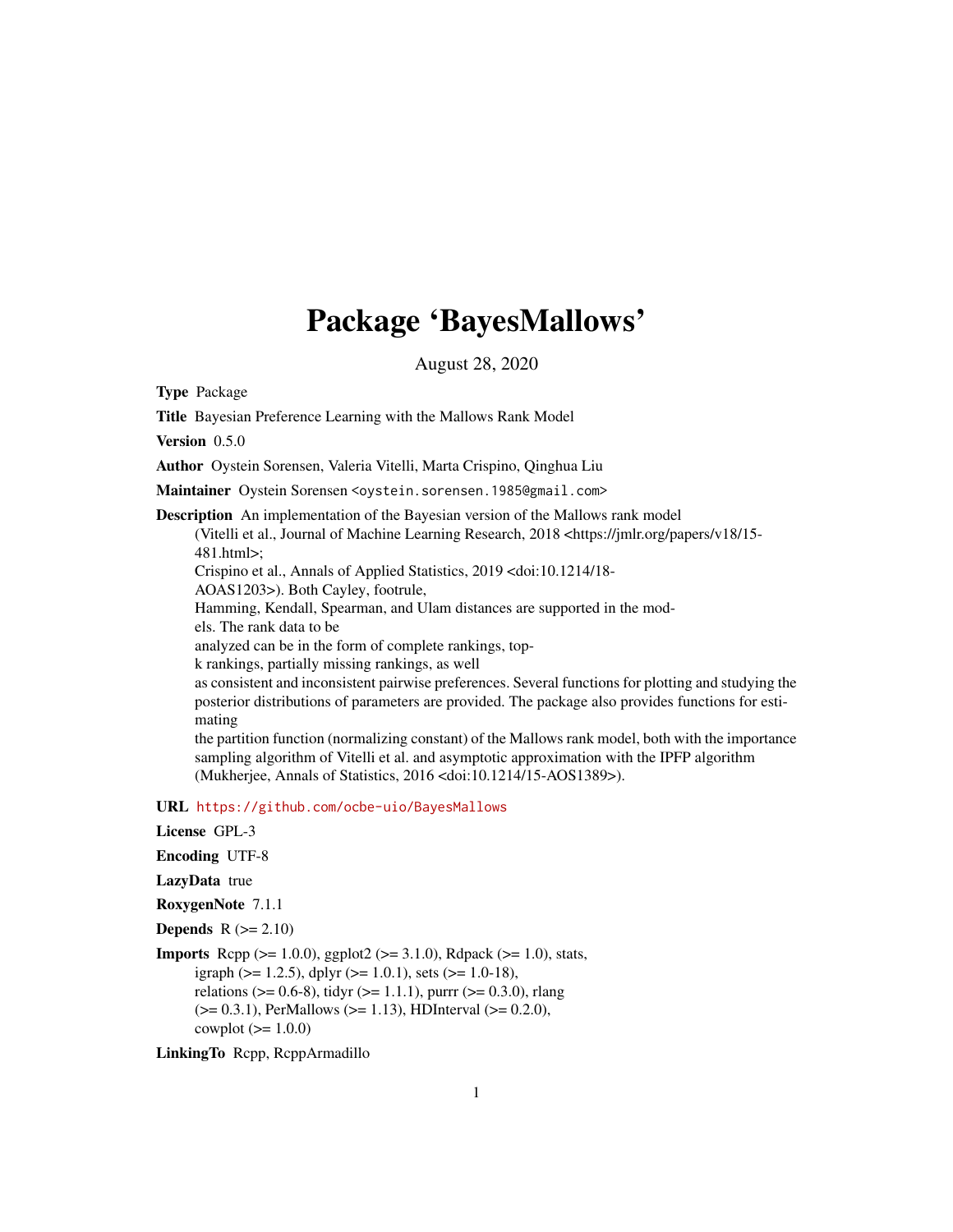# Package 'BayesMallows'

August 28, 2020

**Type** Package

**Title** Bayesian Preference Learning with the Mallows Rank Model

**Version** 0.5.0

**Author** Oystein Sorensen, Valeria Vitelli, Marta Crispino, Qinghua Liu

**Maintainer** Oystein Sorensen <oystein.sorensen.1985@gmail.com>

**Description** An implementation of the Bayesian version of the Mallows rank model (Vitelli et al., Journal of Machine Learning Research, 2018 <https://jmlr.org/papers/v18/15-481.html>; Crispino et al., Annals of Applied Statistics, 2019 <doi:10.1214/18-AOAS1203>). Both Cayley, footrule, Hamming, Kendall, Spearman, and Ulam distances are supported in the models. The rank data to be analyzed can be in the form of complete rankings, top-k rankings, partially missing rankings, as well as consistent and inconsistent pairwise preferences. Several functions for plotting and studying the posterior distributions of parameters are provided. The package also provides functions for estimating the partition function (normalizing constant) of the Mallows rank model, both with the importance sampling algorithm of Vitelli et al. and asymptotic approximation with the IPFP algorithm (Mukherjee, Annals of Statistics, 2016 <doi:10.1214/15-AOS1389>).

**URL** https://github.com/ocbe-uio/BayesMallows

**License** GPL-3

**Encoding** UTF-8

**LazyData** true

**RoxygenNote** 7.1.1

**Depends** R (>= 2.10)

**Imports** Rcpp (>= 1.0.0), ggplot2 (>= 3.1.0), Rdpack (>= 1.0), stats, igraph (>= 1.2.5), dplyr (>= 1.0.1), sets (>= 1.0-18), relations (>= 0.6-8), tidyr (>= 1.1.1), purrr (>= 0.3.0), rlang (>= 0.3.1), PerMallows (>= 1.13), HDInterval (>= 0.2.0), cowplot (>= 1.0.0)

**LinkingTo** Rcpp, RcppArmadillo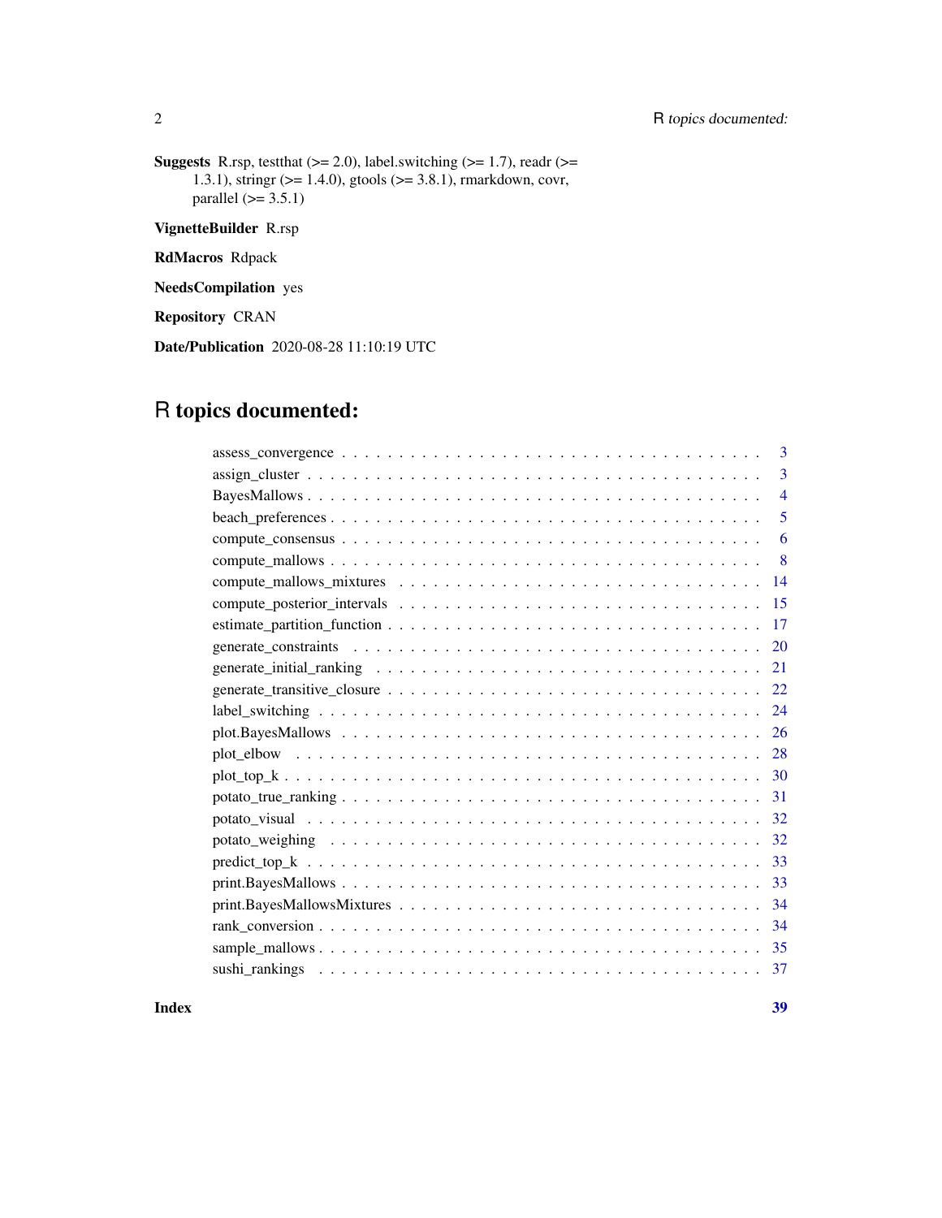**Suggests** R.rsp, testthat (>= 2.0), label.switching (>= 1.7), readr (>= 1.3.1), stringr (>= 1.4.0), gtools (>= 3.8.1), rmarkdown, covr, parallel (>= 3.5.1)

**VignetteBuilder** R.rsp

**RdMacros** Rdpack

**NeedsCompilation** yes

**Repository** CRAN

**Date/Publication** 2020-08-28 11:10:19 UTC

# R topics documented:

| | |
|---|---|
| assess_convergence | 3 |
| assign_cluster | 3 |
| BayesMallows | 4 |
| beach_preferences | 5 |
| compute_consensus | 6 |
| compute_mallows | 8 |
| compute_mallows_mixtures | 14 |
| compute_posterior_intervals | 15 |
| estimate_partition_function | 17 |
| generate_constraints | 20 |
| generate_initial_ranking | 21 |
| generate_transitive_closure | 22 |
| label_switching | 24 |
| plot.BayesMallows | 26 |
| plot_elbow | 28 |
| plot_top_k | 30 |
| potato_true_ranking | 31 |
| potato_visual | 32 |
| potato_weighing | 32 |
| predict_top_k | 33 |
| print.BayesMallows | 33 |
| print.BayesMallowsMixtures | 34 |
| rank_conversion | 34 |
| sample_mallows | 35 |
| sushi_rankings | 37 |

**Index** **39**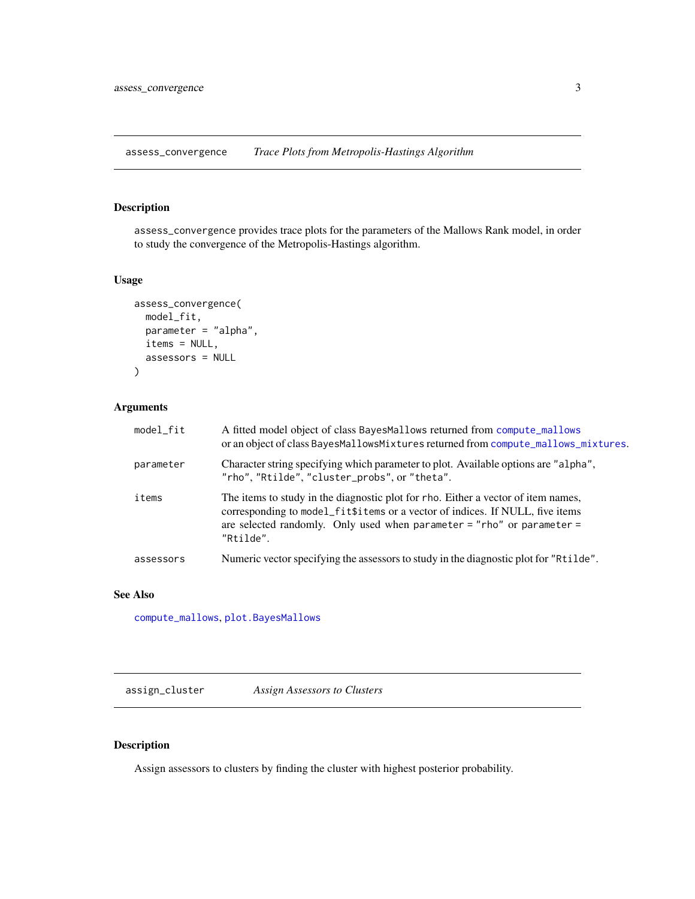## assess_convergence *Trace Plots from Metropolis-Hastings Algorithm*

### Description

assess_convergence provides trace plots for the parameters of the Mallows Rank model, in order to study the convergence of the Metropolis-Hastings algorithm.

### Usage

```
assess_convergence(
  model_fit,
  parameter = "alpha",
  items = NULL,
  assessors = NULL
)
```

### Arguments

| | |
|---|---|
| model_fit | A fitted model object of class BayesMallows returned from compute_mallows or an object of class BayesMallowsMixtures returned from compute_mallows_mixtures. |
| parameter | Character string specifying which parameter to plot. Available options are "alpha", "rho", "Rtilde", "cluster_probs", or "theta". |
| items | The items to study in the diagnostic plot for rho. Either a vector of item names, corresponding to model_fit$items or a vector of indices. If NULL, five items are selected randomly. Only used when parameter = "rho" or parameter = "Rtilde". |
| assessors | Numeric vector specifying the assessors to study in the diagnostic plot for "Rtilde". |

### See Also

compute_mallows, plot.BayesMallows

## assign_cluster *Assign Assessors to Clusters*

### Description

Assign assessors to clusters by finding the cluster with highest posterior probability.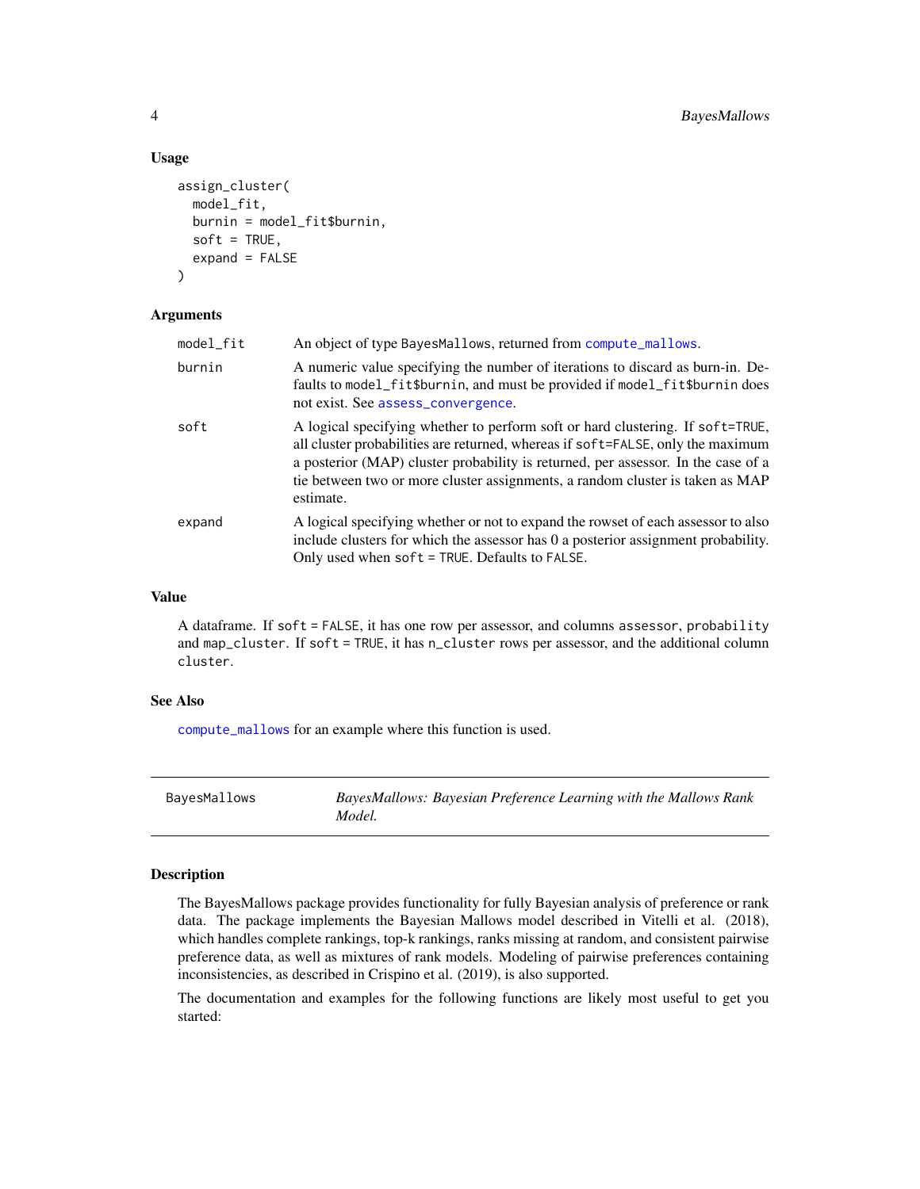### Usage

```
assign_cluster(
  model_fit,
  burnin = model_fit$burnin,
  soft = TRUE,
  expand = FALSE
)
```

### Arguments

| | |
|---|---|
| `model_fit` | An object of type `BayesMallows`, returned from `compute_mallows`. |
| `burnin` | A numeric value specifying the number of iterations to discard as burn-in. Defaults to `model_fit$burnin`, and must be provided if `model_fit$burnin` does not exist. See `assess_convergence`. |
| `soft` | A logical specifying whether to perform soft or hard clustering. If `soft=TRUE`, all cluster probabilities are returned, whereas if `soft=FALSE`, only the maximum a posterior (MAP) cluster probability is returned, per assessor. In the case of a tie between two or more cluster assignments, a random cluster is taken as MAP estimate. |
| `expand` | A logical specifying whether or not to expand the rowset of each assessor to also include clusters for which the assessor has 0 a posterior assignment probability. Only used when `soft = TRUE`. Defaults to `FALSE`. |

### Value

A dataframe. If `soft = FALSE`, it has one row per assessor, and columns `assessor`, `probability` and `map_cluster`. If `soft = TRUE`, it has `n_cluster` rows per assessor, and the additional column `cluster`.

### See Also

`compute_mallows` for an example where this function is used.

---

## BayesMallows — *BayesMallows: Bayesian Preference Learning with the Mallows Rank Model.*

---

### Description

The BayesMallows package provides functionality for fully Bayesian analysis of preference or rank data. The package implements the Bayesian Mallows model described in Vitelli et al. (2018), which handles complete rankings, top-k rankings, ranks missing at random, and consistent pairwise preference data, as well as mixtures of rank models. Modeling of pairwise preferences containing inconsistencies, as described in Crispino et al. (2019), is also supported.

The documentation and examples for the following functions are likely most useful to get you started: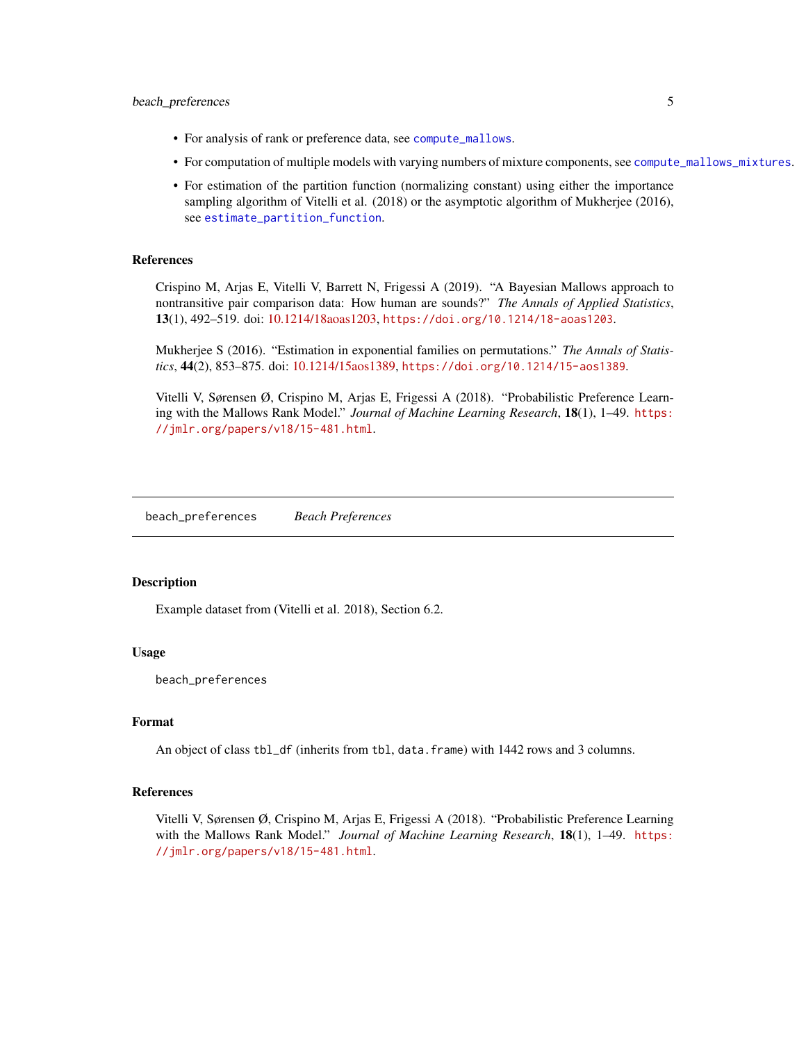- For analysis of rank or preference data, see `compute_mallows`.
- For computation of multiple models with varying numbers of mixture components, see `compute_mallows_mixtures`.
- For estimation of the partition function (normalizing constant) using either the importance sampling algorithm of Vitelli et al. (2018) or the asymptotic algorithm of Mukherjee (2016), see `estimate_partition_function`.

### References

Crispino M, Arjas E, Vitelli V, Barrett N, Frigessi A (2019). "A Bayesian Mallows approach to nontransitive pair comparison data: How human are sounds?" *The Annals of Applied Statistics*, **13**(1), 492–519. doi: 10.1214/18aoas1203, https://doi.org/10.1214/18-aoas1203.

Mukherjee S (2016). "Estimation in exponential families on permutations." *The Annals of Statistics*, **44**(2), 853–875. doi: 10.1214/15aos1389, https://doi.org/10.1214/15-aos1389.

Vitelli V, Sørensen Ø, Crispino M, Arjas E, Frigessi A (2018). "Probabilistic Preference Learning with the Mallows Rank Model." *Journal of Machine Learning Research*, **18**(1), 1–49. https://jmlr.org/papers/v18/15-481.html.

---

## `beach_preferences` *Beach Preferences*

---

### Description

Example dataset from (Vitelli et al. 2018), Section 6.2.

### Usage

```
beach_preferences
```

### Format

An object of class `tbl_df` (inherits from `tbl`, `data.frame`) with 1442 rows and 3 columns.

### References

Vitelli V, Sørensen Ø, Crispino M, Arjas E, Frigessi A (2018). "Probabilistic Preference Learning with the Mallows Rank Model." *Journal of Machine Learning Research*, **18**(1), 1–49. https://jmlr.org/papers/v18/15-481.html.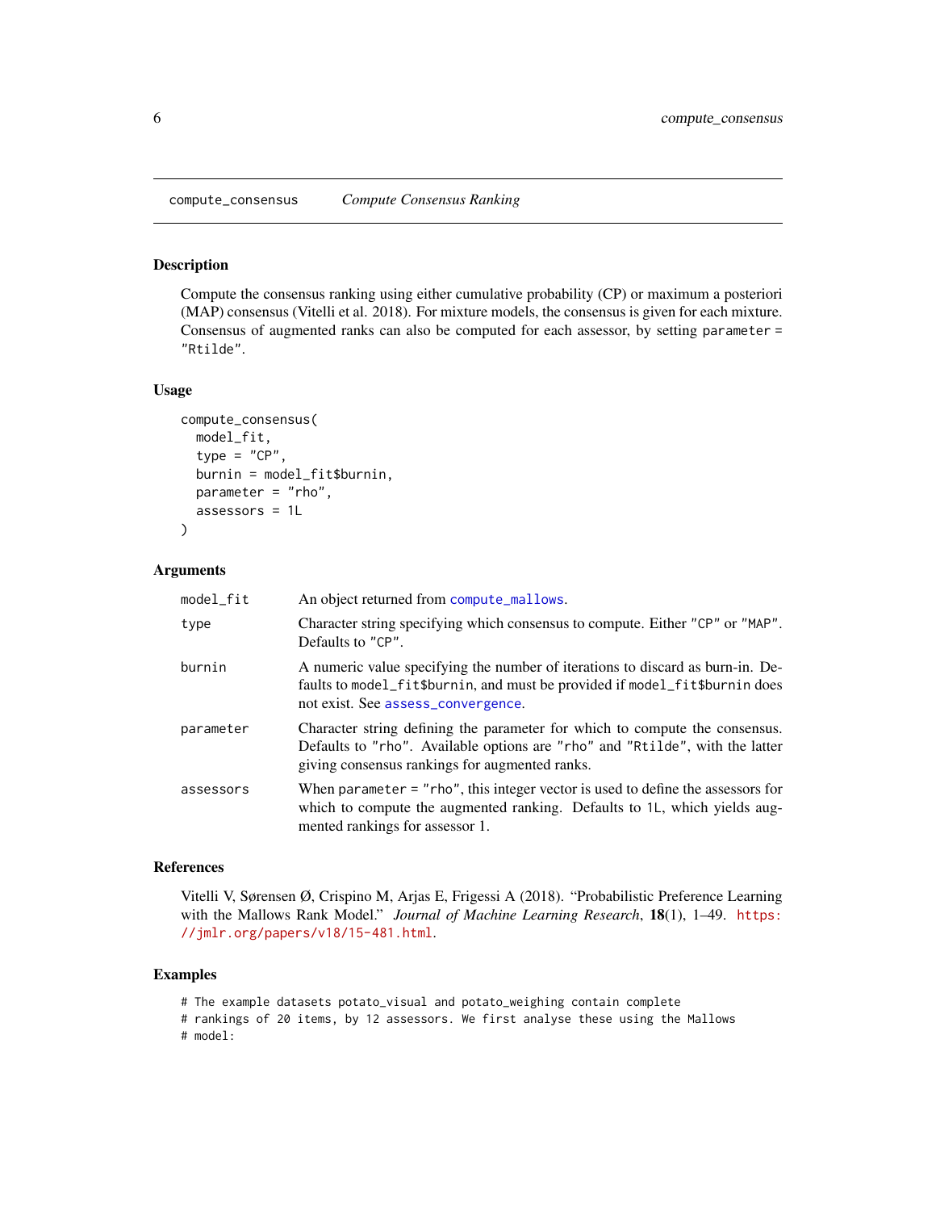## compute_consensus    *Compute Consensus Ranking*

### Description

Compute the consensus ranking using either cumulative probability (CP) or maximum a posteriori (MAP) consensus (Vitelli et al. 2018). For mixture models, the consensus is given for each mixture. Consensus of augmented ranks can also be computed for each assessor, by setting `parameter = "Rtilde"`.

### Usage

```
compute_consensus(
  model_fit,
  type = "CP",
  burnin = model_fit$burnin,
  parameter = "rho",
  assessors = 1L
)
```

### Arguments

| | |
|---|---|
| `model_fit` | An object returned from `compute_mallows`. |
| `type` | Character string specifying which consensus to compute. Either `"CP"` or `"MAP"`. Defaults to `"CP"`. |
| `burnin` | A numeric value specifying the number of iterations to discard as burn-in. Defaults to `model_fit$burnin`, and must be provided if `model_fit$burnin` does not exist. See `assess_convergence`. |
| `parameter` | Character string defining the parameter for which to compute the consensus. Defaults to `"rho"`. Available options are `"rho"` and `"Rtilde"`, with the latter giving consensus rankings for augmented ranks. |
| `assessors` | When `parameter = "rho"`, this integer vector is used to define the assessors for which to compute the augmented ranking. Defaults to `1L`, which yields augmented rankings for assessor 1. |

### References

Vitelli V, Sørensen Ø, Crispino M, Arjas E, Frigessi A (2018). "Probabilistic Preference Learning with the Mallows Rank Model." *Journal of Machine Learning Research*, **18**(1), 1–49. https://jmlr.org/papers/v18/15-481.html.

### Examples

```
# The example datasets potato_visual and potato_weighing contain complete
# rankings of 20 items, by 12 assessors. We first analyse these using the Mallows
# model:
```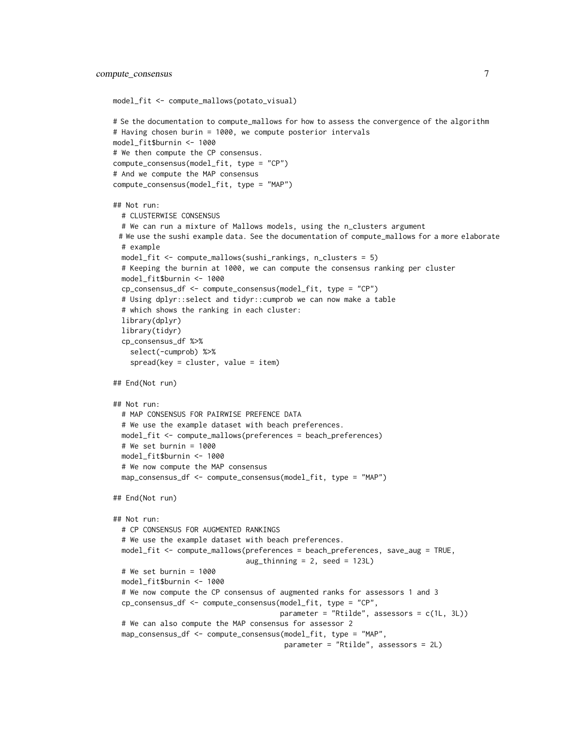```
model_fit <- compute_mallows(potato_visual)

# Se the documentation to compute_mallows for how to assess the convergence of the algorithm
# Having chosen burin = 1000, we compute posterior intervals
model_fit$burnin <- 1000
# We then compute the CP consensus.
compute_consensus(model_fit, type = "CP")
# And we compute the MAP consensus
compute_consensus(model_fit, type = "MAP")

## Not run:
  # CLUSTERWISE CONSENSUS
  # We can run a mixture of Mallows models, using the n_clusters argument
 # We use the sushi example data. See the documentation of compute_mallows for a more elaborate
  # example
  model_fit <- compute_mallows(sushi_rankings, n_clusters = 5)
  # Keeping the burnin at 1000, we can compute the consensus ranking per cluster
  model_fit$burnin <- 1000
  cp_consensus_df <- compute_consensus(model_fit, type = "CP")
  # Using dplyr::select and tidyr::cumprob we can now make a table
  # which shows the ranking in each cluster:
  library(dplyr)
  library(tidyr)
  cp_consensus_df %>%
    select(-cumprob) %>%
    spread(key = cluster, value = item)

## End(Not run)

## Not run:
  # MAP CONSENSUS FOR PAIRWISE PREFENCE DATA
  # We use the example dataset with beach preferences.
  model_fit <- compute_mallows(preferences = beach_preferences)
  # We set burnin = 1000
  model_fit$burnin <- 1000
  # We now compute the MAP consensus
  map_consensus_df <- compute_consensus(model_fit, type = "MAP")

## End(Not run)

## Not run:
  # CP CONSENSUS FOR AUGMENTED RANKINGS
  # We use the example dataset with beach preferences.
  model_fit <- compute_mallows(preferences = beach_preferences, save_aug = TRUE,
                               aug_thinning = 2, seed = 123L)
  # We set burnin = 1000
  model_fit$burnin <- 1000
  # We now compute the CP consensus of augmented ranks for assessors 1 and 3
  cp_consensus_df <- compute_consensus(model_fit, type = "CP",
                                       parameter = "Rtilde", assessors = c(1L, 3L))
  # We can also compute the MAP consensus for assessor 2
  map_consensus_df <- compute_consensus(model_fit, type = "MAP",
                                        parameter = "Rtilde", assessors = 2L)
```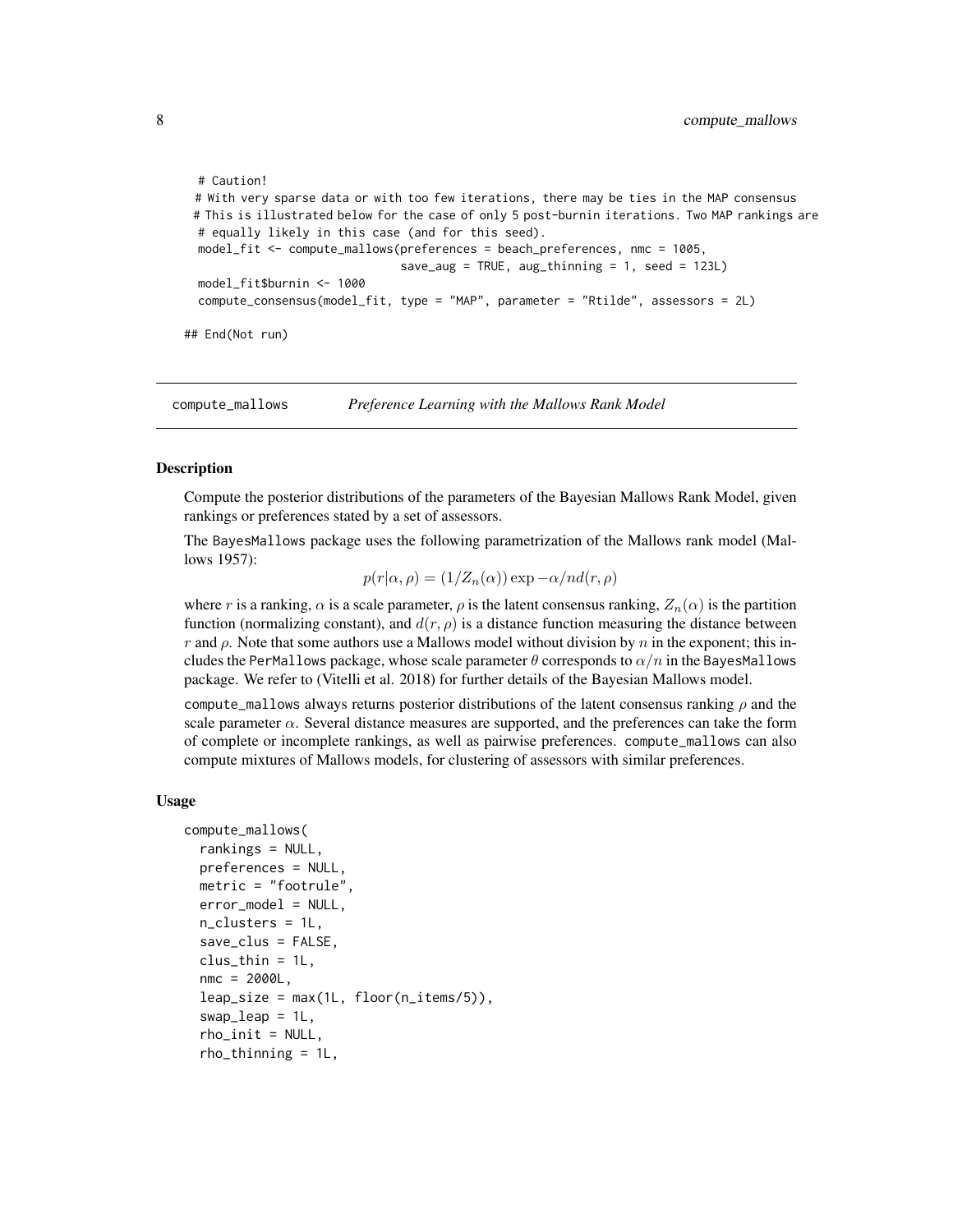```
  # Caution!
  # With very sparse data or with too few iterations, there may be ties in the MAP consensus
  # This is illustrated below for the case of only 5 post-burnin iterations. Two MAP rankings are
  # equally likely in this case (and for this seed).
  model_fit <- compute_mallows(preferences = beach_preferences, nmc = 1005,
                               save_aug = TRUE, aug_thinning = 1, seed = 123L)
  model_fit$burnin <- 1000
  compute_consensus(model_fit, type = "MAP", parameter = "Rtilde", assessors = 2L)

## End(Not run)
```

## compute_mallows — *Preference Learning with the Mallows Rank Model*

### Description

Compute the posterior distributions of the parameters of the Bayesian Mallows Rank Model, given rankings or preferences stated by a set of assessors.

The BayesMallows package uses the following parametrization of the Mallows rank model (Mallows 1957):

$$p(r|\alpha, \rho) = (1/Z_n(\alpha)) \exp -\alpha/n d(r, \rho)$$

where $r$ is a ranking, $\alpha$ is a scale parameter, $\rho$ is the latent consensus ranking, $Z_n(\alpha)$ is the partition function (normalizing constant), and $d(r, \rho)$ is a distance function measuring the distance between $r$ and $\rho$. Note that some authors use a Mallows model without division by $n$ in the exponent; this includes the PerMallows package, whose scale parameter $\theta$ corresponds to $\alpha/n$ in the BayesMallows package. We refer to (Vitelli et al. 2018) for further details of the Bayesian Mallows model.

compute_mallows always returns posterior distributions of the latent consensus ranking $\rho$ and the scale parameter $\alpha$. Several distance measures are supported, and the preferences can take the form of complete or incomplete rankings, as well as pairwise preferences. compute_mallows can also compute mixtures of Mallows models, for clustering of assessors with similar preferences.

### Usage

```
compute_mallows(
  rankings = NULL,
  preferences = NULL,
  metric = "footrule",
  error_model = NULL,
  n_clusters = 1L,
  save_clus = FALSE,
  clus_thin = 1L,
  nmc = 2000L,
  leap_size = max(1L, floor(n_items/5)),
  swap_leap = 1L,
  rho_init = NULL,
  rho_thinning = 1L,
```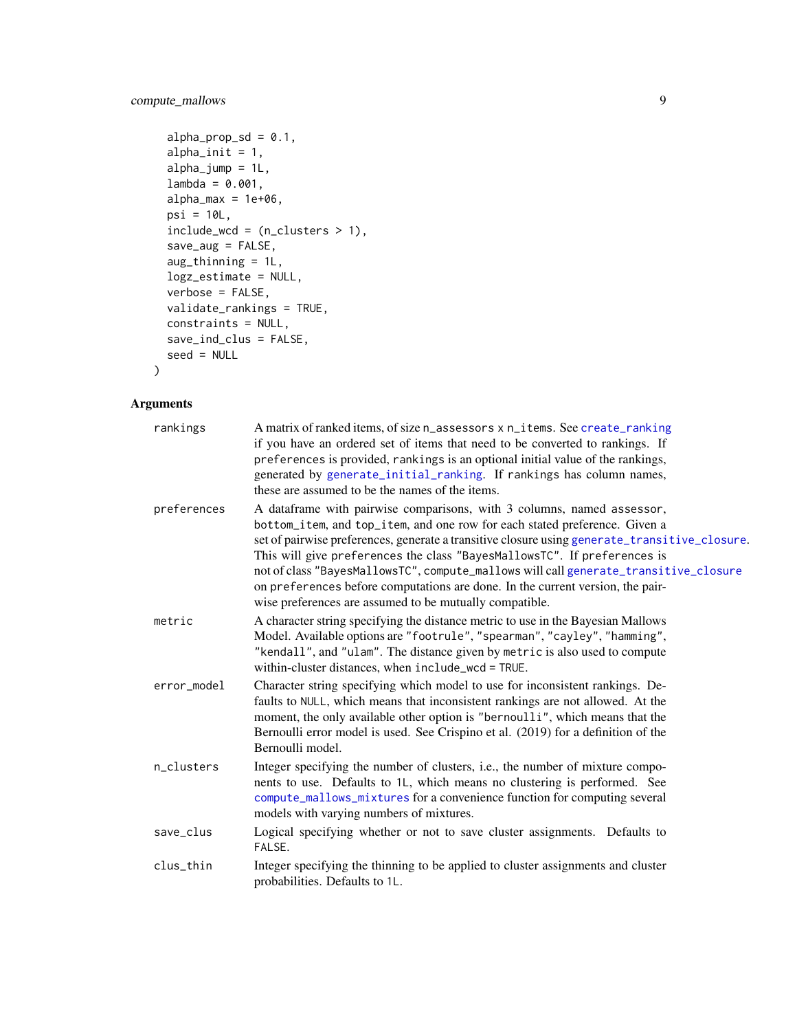```
  alpha_prop_sd = 0.1,
  alpha_init = 1,
  alpha_jump = 1L,
  lambda = 0.001,
  alpha_max = 1e+06,
  psi = 10L,
  include_wcd = (n_clusters > 1),
  save_aug = FALSE,
  aug_thinning = 1L,
  logz_estimate = NULL,
  verbose = FALSE,
  validate_rankings = TRUE,
  constraints = NULL,
  save_ind_clus = FALSE,
  seed = NULL
)
```

## Arguments

| | |
|---|---|
| `rankings` | A matrix of ranked items, of size `n_assessors` x `n_items`. See `create_ranking` if you have an ordered set of items that need to be converted to rankings. If `preferences` is provided, `rankings` is an optional initial value of the rankings, generated by `generate_initial_ranking`. If `rankings` has column names, these are assumed to be the names of the items. |
| `preferences` | A dataframe with pairwise comparisons, with 3 columns, named `assessor`, `bottom_item`, and `top_item`, and one row for each stated preference. Given a set of pairwise preferences, generate a transitive closure using `generate_transitive_closure`. This will give `preferences` the class `"BayesMallowsTC"`. If `preferences` is not of class `"BayesMallowsTC"`, `compute_mallows` will call `generate_transitive_closure` on `preferences` before computations are done. In the current version, the pairwise preferences are assumed to be mutually compatible. |
| `metric` | A character string specifying the distance metric to use in the Bayesian Mallows Model. Available options are `"footrule"`, `"spearman"`, `"cayley"`, `"hamming"`, `"kendall"`, and `"ulam"`. The distance given by `metric` is also used to compute within-cluster distances, when `include_wcd = TRUE`. |
| `error_model` | Character string specifying which model to use for inconsistent rankings. Defaults to `NULL`, which means that inconsistent rankings are not allowed. At the moment, the only available other option is `"bernoulli"`, which means that the Bernoulli error model is used. See Crispino et al. (2019) for a definition of the Bernoulli model. |
| `n_clusters` | Integer specifying the number of clusters, i.e., the number of mixture components to use. Defaults to `1L`, which means no clustering is performed. See `compute_mallows_mixtures` for a convenience function for computing several models with varying numbers of mixtures. |
| `save_clus` | Logical specifying whether or not to save cluster assignments. Defaults to `FALSE`. |
| `clus_thin` | Integer specifying the thinning to be applied to cluster assignments and cluster probabilities. Defaults to `1L`. |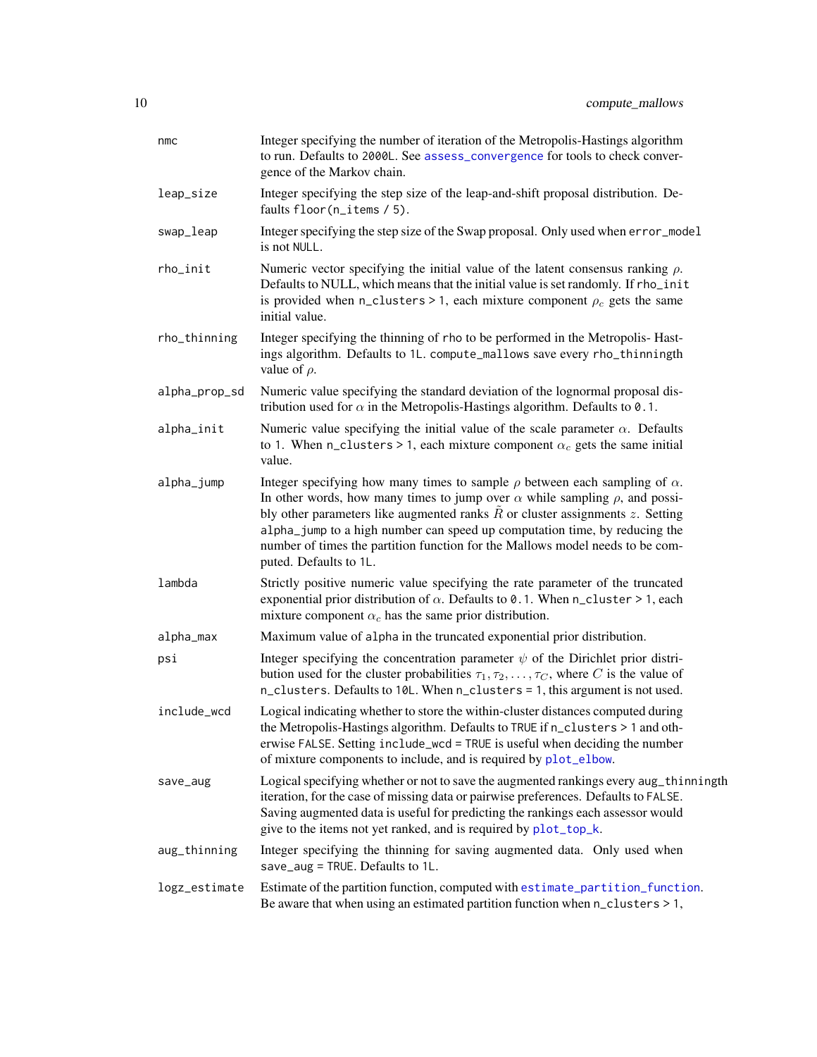| | |
|---|---|
| nmc | Integer specifying the number of iteration of the Metropolis-Hastings algorithm to run. Defaults to 2000L. See assess_convergence for tools to check convergence of the Markov chain. |
| leap_size | Integer specifying the step size of the leap-and-shift proposal distribution. Defaults floor(n_items / 5). |
| swap_leap | Integer specifying the step size of the Swap proposal. Only used when error_model is not NULL. |
| rho_init | Numeric vector specifying the initial value of the latent consensus ranking $\rho$. Defaults to NULL, which means that the initial value is set randomly. If rho_init is provided when n_clusters > 1, each mixture component $\rho_c$ gets the same initial value. |
| rho_thinning | Integer specifying the thinning of rho to be performed in the Metropolis- Hastings algorithm. Defaults to 1L. compute_mallows save every rho_thinningth value of $\rho$. |
| alpha_prop_sd | Numeric value specifying the standard deviation of the lognormal proposal distribution used for $\alpha$ in the Metropolis-Hastings algorithm. Defaults to 0.1. |
| alpha_init | Numeric value specifying the initial value of the scale parameter $\alpha$. Defaults to 1. When n_clusters > 1, each mixture component $\alpha_c$ gets the same initial value. |
| alpha_jump | Integer specifying how many times to sample $\rho$ between each sampling of $\alpha$. In other words, how many times to jump over $\alpha$ while sampling $\rho$, and possibly other parameters like augmented ranks $\tilde{R}$ or cluster assignments $z$. Setting alpha_jump to a high number can speed up computation time, by reducing the number of times the partition function for the Mallows model needs to be computed. Defaults to 1L. |
| lambda | Strictly positive numeric value specifying the rate parameter of the truncated exponential prior distribution of $\alpha$. Defaults to 0.1. When n_cluster > 1, each mixture component $\alpha_c$ has the same prior distribution. |
| alpha_max | Maximum value of alpha in the truncated exponential prior distribution. |
| psi | Integer specifying the concentration parameter $\psi$ of the Dirichlet prior distribution used for the cluster probabilities $\tau_1, \tau_2, \ldots, \tau_C$, where $C$ is the value of n_clusters. Defaults to 10L. When n_clusters = 1, this argument is not used. |
| include_wcd | Logical indicating whether to store the within-cluster distances computed during the Metropolis-Hastings algorithm. Defaults to TRUE if n_clusters > 1 and otherwise FALSE. Setting include_wcd = TRUE is useful when deciding the number of mixture components to include, and is required by plot_elbow. |
| save_aug | Logical specifying whether or not to save the augmented rankings every aug_thinningth iteration, for the case of missing data or pairwise preferences. Defaults to FALSE. Saving augmented data is useful for predicting the rankings each assessor would give to the items not yet ranked, and is required by plot_top_k. |
| aug_thinning | Integer specifying the thinning for saving augmented data. Only used when save_aug = TRUE. Defaults to 1L. |
| logz_estimate | Estimate of the partition function, computed with estimate_partition_function. Be aware that when using an estimated partition function when n_clusters > 1, |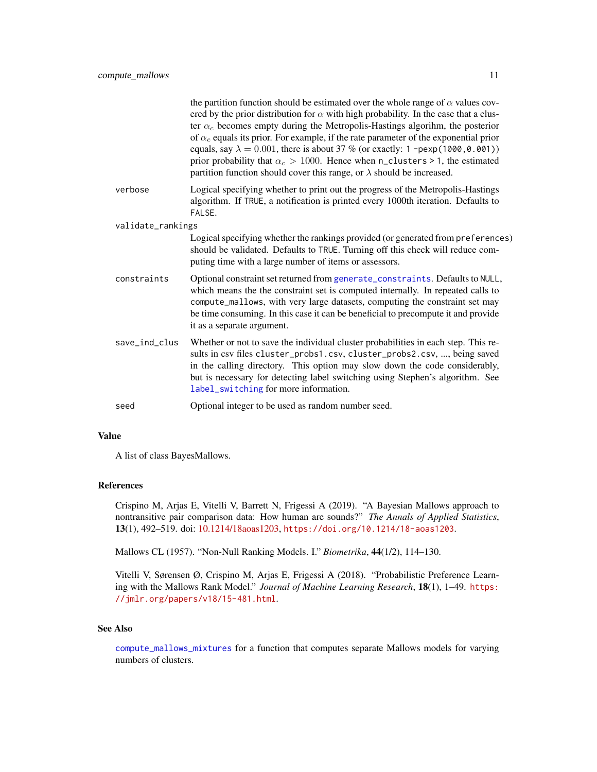the partition function should be estimated over the whole range of $\alpha$ values covered by the prior distribution for $\alpha$ with high probability. In the case that a cluster $\alpha_c$ becomes empty during the Metropolis-Hastings algorihm, the posterior of $\alpha_c$ equals its prior. For example, if the rate parameter of the exponential prior equals, say $\lambda = 0.001$, there is about 37 % (or exactly: `1 -pexp(1000,0.001)`) prior probability that $\alpha_c > 1000$. Hence when `n_clusters > 1`, the estimated partition function should cover this range, or $\lambda$ should be increased.

**verbose**
Logical specifying whether to print out the progress of the Metropolis-Hastings algorithm. If `TRUE`, a notification is printed every 1000th iteration. Defaults to `FALSE`.

**validate_rankings**
Logical specifying whether the rankings provided (or generated from `preferences`) should be validated. Defaults to `TRUE`. Turning off this check will reduce computing time with a large number of items or assessors.

**constraints**
Optional constraint set returned from `generate_constraints`. Defaults to `NULL`, which means the the constraint set is computed internally. In repeated calls to `compute_mallows`, with very large datasets, computing the constraint set may be time consuming. In this case it can be beneficial to precompute it and provide it as a separate argument.

**save_ind_clus**
Whether or not to save the individual cluster probabilities in each step. This results in csv files `cluster_probs1.csv`, `cluster_probs2.csv`, ..., being saved in the calling directory. This option may slow down the code considerably, but is necessary for detecting label switching using Stephen's algorithm. See `label_switching` for more information.

**seed**
Optional integer to be used as random number seed.

## Value

A list of class BayesMallows.

## References

Crispino M, Arjas E, Vitelli V, Barrett N, Frigessi A (2019). "A Bayesian Mallows approach to nontransitive pair comparison data: How human are sounds?" *The Annals of Applied Statistics*, **13**(1), 492–519. doi: 10.1214/18aoas1203, https://doi.org/10.1214/18-aoas1203.

Mallows CL (1957). "Non-Null Ranking Models. I." *Biometrika*, **44**(1/2), 114–130.

Vitelli V, Sørensen Ø, Crispino M, Arjas E, Frigessi A (2018). "Probabilistic Preference Learning with the Mallows Rank Model." *Journal of Machine Learning Research*, **18**(1), 1–49. https://jmlr.org/papers/v18/15-481.html.

## See Also

`compute_mallows_mixtures` for a function that computes separate Mallows models for varying numbers of clusters.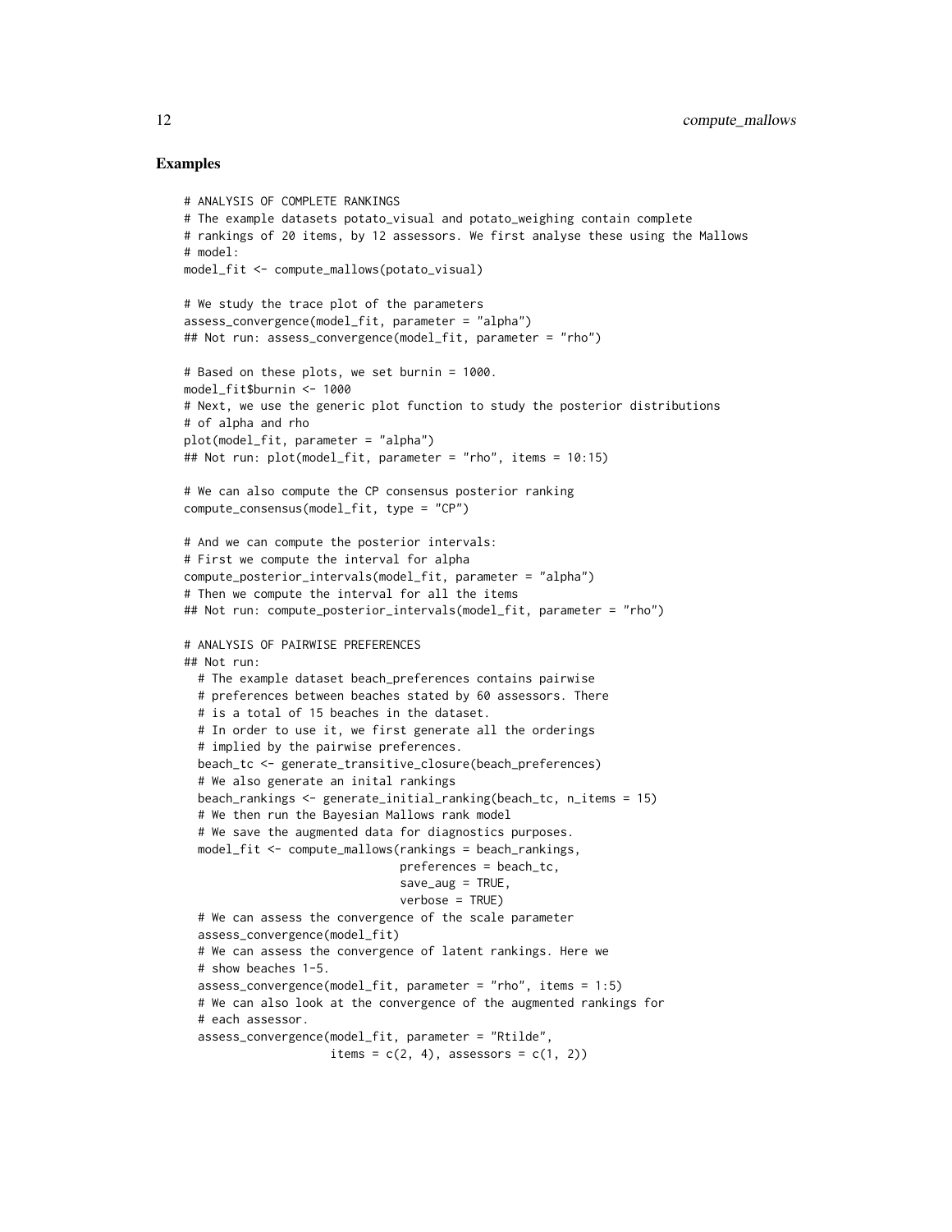## Examples

```
# ANALYSIS OF COMPLETE RANKINGS
# The example datasets potato_visual and potato_weighing contain complete
# rankings of 20 items, by 12 assessors. We first analyse these using the Mallows
# model:
model_fit <- compute_mallows(potato_visual)

# We study the trace plot of the parameters
assess_convergence(model_fit, parameter = "alpha")
## Not run: assess_convergence(model_fit, parameter = "rho")

# Based on these plots, we set burnin = 1000.
model_fit$burnin <- 1000
# Next, we use the generic plot function to study the posterior distributions
# of alpha and rho
plot(model_fit, parameter = "alpha")
## Not run: plot(model_fit, parameter = "rho", items = 10:15)

# We can also compute the CP consensus posterior ranking
compute_consensus(model_fit, type = "CP")

# And we can compute the posterior intervals:
# First we compute the interval for alpha
compute_posterior_intervals(model_fit, parameter = "alpha")
# Then we compute the interval for all the items
## Not run: compute_posterior_intervals(model_fit, parameter = "rho")

# ANALYSIS OF PAIRWISE PREFERENCES
## Not run:
  # The example dataset beach_preferences contains pairwise
  # preferences between beaches stated by 60 assessors. There
  # is a total of 15 beaches in the dataset.
  # In order to use it, we first generate all the orderings
  # implied by the pairwise preferences.
  beach_tc <- generate_transitive_closure(beach_preferences)
  # We also generate an inital rankings
  beach_rankings <- generate_initial_ranking(beach_tc, n_items = 15)
  # We then run the Bayesian Mallows rank model
  # We save the augmented data for diagnostics purposes.
  model_fit <- compute_mallows(rankings = beach_rankings,
                               preferences = beach_tc,
                               save_aug = TRUE,
                               verbose = TRUE)
  # We can assess the convergence of the scale parameter
  assess_convergence(model_fit)
  # We can assess the convergence of latent rankings. Here we
  # show beaches 1-5.
  assess_convergence(model_fit, parameter = "rho", items = 1:5)
  # We can also look at the convergence of the augmented rankings for
  # each assessor.
  assess_convergence(model_fit, parameter = "Rtilde",
                     items = c(2, 4), assessors = c(1, 2))
```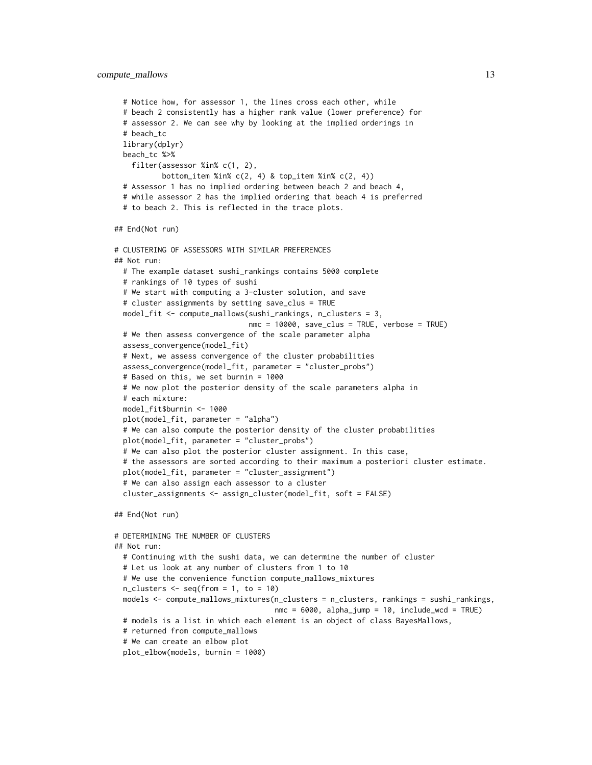```
  # Notice how, for assessor 1, the lines cross each other, while
  # beach 2 consistently has a higher rank value (lower preference) for
  # assessor 2. We can see why by looking at the implied orderings in
  # beach_tc
  library(dplyr)
  beach_tc %>%
    filter(assessor %in% c(1, 2),
           bottom_item %in% c(2, 4) & top_item %in% c(2, 4))
  # Assessor 1 has no implied ordering between beach 2 and beach 4,
  # while assessor 2 has the implied ordering that beach 4 is preferred
  # to beach 2. This is reflected in the trace plots.

## End(Not run)

# CLUSTERING OF ASSESSORS WITH SIMILAR PREFERENCES
## Not run:
  # The example dataset sushi_rankings contains 5000 complete
  # rankings of 10 types of sushi
  # We start with computing a 3-cluster solution, and save
  # cluster assignments by setting save_clus = TRUE
  model_fit <- compute_mallows(sushi_rankings, n_clusters = 3,
                               nmc = 10000, save_clus = TRUE, verbose = TRUE)
  # We then assess convergence of the scale parameter alpha
  assess_convergence(model_fit)
  # Next, we assess convergence of the cluster probabilities
  assess_convergence(model_fit, parameter = "cluster_probs")
  # Based on this, we set burnin = 1000
  # We now plot the posterior density of the scale parameters alpha in
  # each mixture:
  model_fit$burnin <- 1000
  plot(model_fit, parameter = "alpha")
  # We can also compute the posterior density of the cluster probabilities
  plot(model_fit, parameter = "cluster_probs")
  # We can also plot the posterior cluster assignment. In this case,
  # the assessors are sorted according to their maximum a posteriori cluster estimate.
  plot(model_fit, parameter = "cluster_assignment")
  # We can also assign each assessor to a cluster
  cluster_assignments <- assign_cluster(model_fit, soft = FALSE)

## End(Not run)

# DETERMINING THE NUMBER OF CLUSTERS
## Not run:
  # Continuing with the sushi data, we can determine the number of cluster
  # Let us look at any number of clusters from 1 to 10
  # We use the convenience function compute_mallows_mixtures
  n_clusters <- seq(from = 1, to = 10)
  models <- compute_mallows_mixtures(n_clusters = n_clusters, rankings = sushi_rankings,
                                     nmc = 6000, alpha_jump = 10, include_wcd = TRUE)
  # models is a list in which each element is an object of class BayesMallows,
  # returned from compute_mallows
  # We can create an elbow plot
  plot_elbow(models, burnin = 1000)
```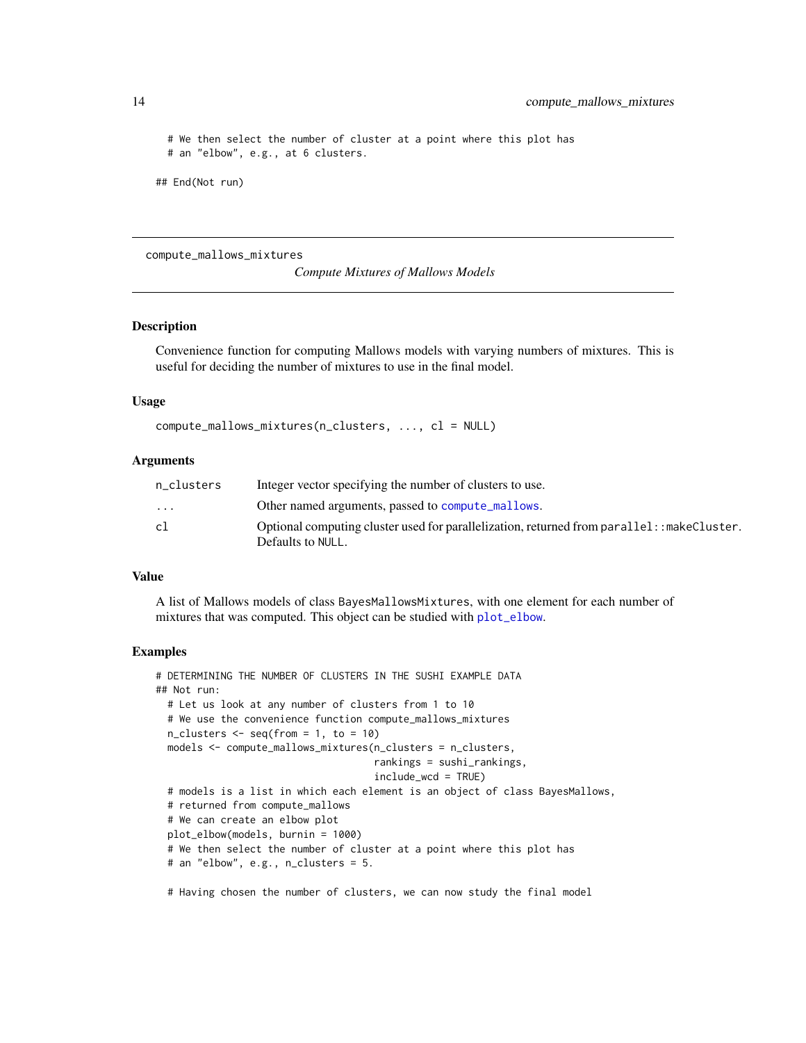```
  # We then select the number of cluster at a point where this plot has
  # an "elbow", e.g., at 6 clusters.

## End(Not run)
```

---

compute_mallows_mixtures

*Compute Mixtures of Mallows Models*

---

### Description

Convenience function for computing Mallows models with varying numbers of mixtures. This is useful for deciding the number of mixtures to use in the final model.

### Usage

```
compute_mallows_mixtures(n_clusters, ..., cl = NULL)
```

### Arguments

| | |
|---|---|
| n_clusters | Integer vector specifying the number of clusters to use. |
| ... | Other named arguments, passed to compute_mallows. |
| cl | Optional computing cluster used for parallelization, returned from parallel::makeCluster. Defaults to NULL. |

### Value

A list of Mallows models of class BayesMallowsMixtures, with one element for each number of mixtures that was computed. This object can be studied with plot_elbow.

### Examples

```
# DETERMINING THE NUMBER OF CLUSTERS IN THE SUSHI EXAMPLE DATA
## Not run:
  # Let us look at any number of clusters from 1 to 10
  # We use the convenience function compute_mallows_mixtures
  n_clusters <- seq(from = 1, to = 10)
  models <- compute_mallows_mixtures(n_clusters = n_clusters,
                                     rankings = sushi_rankings,
                                     include_wcd = TRUE)
  # models is a list in which each element is an object of class BayesMallows,
  # returned from compute_mallows
  # We can create an elbow plot
  plot_elbow(models, burnin = 1000)
  # We then select the number of cluster at a point where this plot has
  # an "elbow", e.g., n_clusters = 5.

  # Having chosen the number of clusters, we can now study the final model
```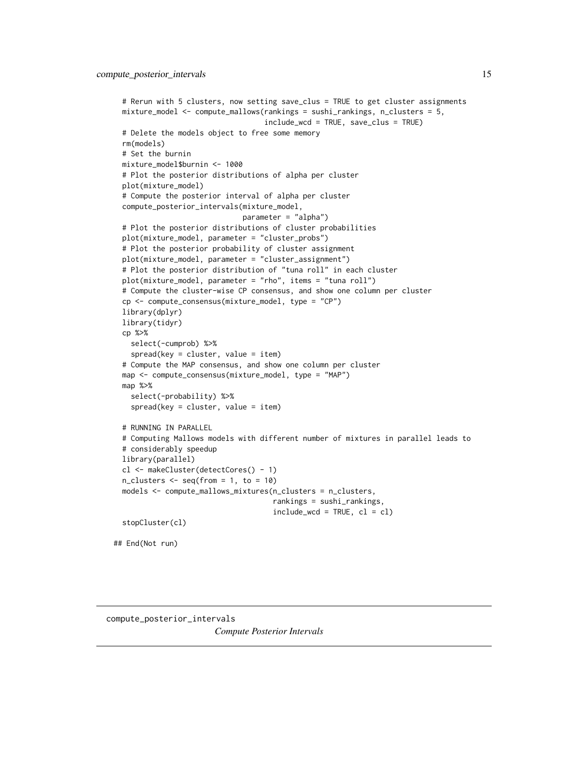```
# Rerun with 5 clusters, now setting save_clus = TRUE to get cluster assignments
mixture_model <- compute_mallows(rankings = sushi_rankings, n_clusters = 5,
                                 include_wcd = TRUE, save_clus = TRUE)
# Delete the models object to free some memory
rm(models)
# Set the burnin
mixture_model$burnin <- 1000
# Plot the posterior distributions of alpha per cluster
plot(mixture_model)
# Compute the posterior interval of alpha per cluster
compute_posterior_intervals(mixture_model,
                            parameter = "alpha")
# Plot the posterior distributions of cluster probabilities
plot(mixture_model, parameter = "cluster_probs")
# Plot the posterior probability of cluster assignment
plot(mixture_model, parameter = "cluster_assignment")
# Plot the posterior distribution of "tuna roll" in each cluster
plot(mixture_model, parameter = "rho", items = "tuna roll")
# Compute the cluster-wise CP consensus, and show one column per cluster
cp <- compute_consensus(mixture_model, type = "CP")
library(dplyr)
library(tidyr)
cp %>%
  select(-cumprob) %>%
  spread(key = cluster, value = item)
# Compute the MAP consensus, and show one column per cluster
map <- compute_consensus(mixture_model, type = "MAP")
map %>%
  select(-probability) %>%
  spread(key = cluster, value = item)

# RUNNING IN PARALLEL
# Computing Mallows models with different number of mixtures in parallel leads to
# considerably speedup
library(parallel)
cl <- makeCluster(detectCores() - 1)
n_clusters <- seq(from = 1, to = 10)
models <- compute_mallows_mixtures(n_clusters = n_clusters,
                                   rankings = sushi_rankings,
                                   include_wcd = TRUE, cl = cl)
stopCluster(cl)

## End(Not run)
```

---

compute_posterior_intervals
*Compute Posterior Intervals*

---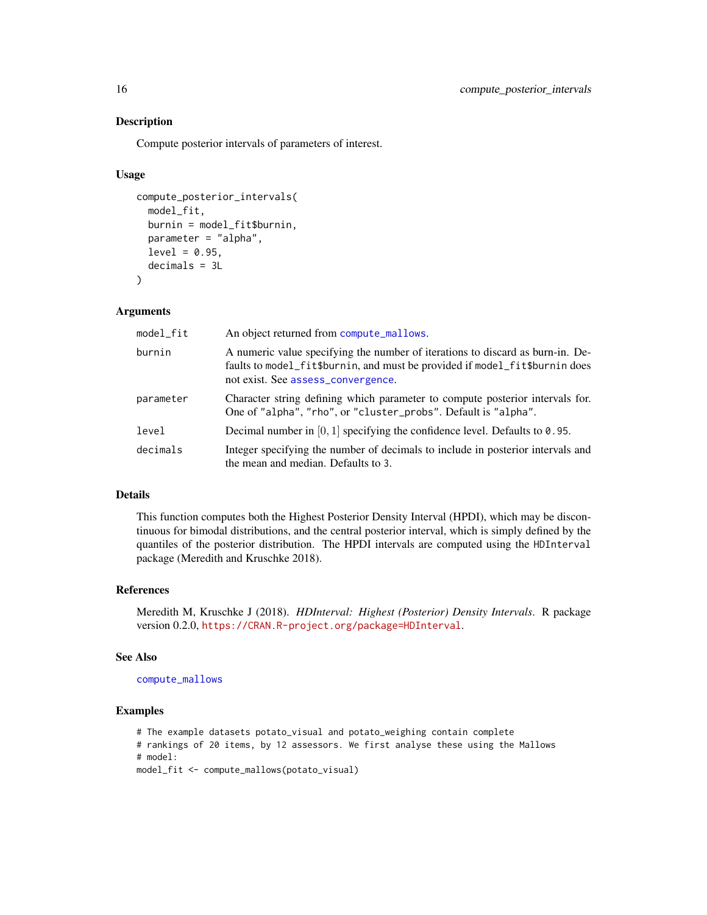### Description

Compute posterior intervals of parameters of interest.

### Usage

```
compute_posterior_intervals(
  model_fit,
  burnin = model_fit$burnin,
  parameter = "alpha",
  level = 0.95,
  decimals = 3L
)
```

### Arguments

| | |
|---|---|
| model_fit | An object returned from compute_mallows. |
| burnin | A numeric value specifying the number of iterations to discard as burn-in. Defaults to model_fit$burnin, and must be provided if model_fit$burnin does not exist. See assess_convergence. |
| parameter | Character string defining which parameter to compute posterior intervals for. One of "alpha", "rho", or "cluster_probs". Default is "alpha". |
| level | Decimal number in $[0, 1]$ specifying the confidence level. Defaults to 0.95. |
| decimals | Integer specifying the number of decimals to include in posterior intervals and the mean and median. Defaults to 3. |

### Details

This function computes both the Highest Posterior Density Interval (HPDI), which may be discontinuous for bimodal distributions, and the central posterior interval, which is simply defined by the quantiles of the posterior distribution. The HPDI intervals are computed using the HDInterval package (Meredith and Kruschke 2018).

### References

Meredith M, Kruschke J (2018). *HDInterval: Highest (Posterior) Density Intervals*. R package version 0.2.0, https://CRAN.R-project.org/package=HDInterval.

### See Also

compute_mallows

### Examples

```
# The example datasets potato_visual and potato_weighing contain complete
# rankings of 20 items, by 12 assessors. We first analyse these using the Mallows
# model:
model_fit <- compute_mallows(potato_visual)
```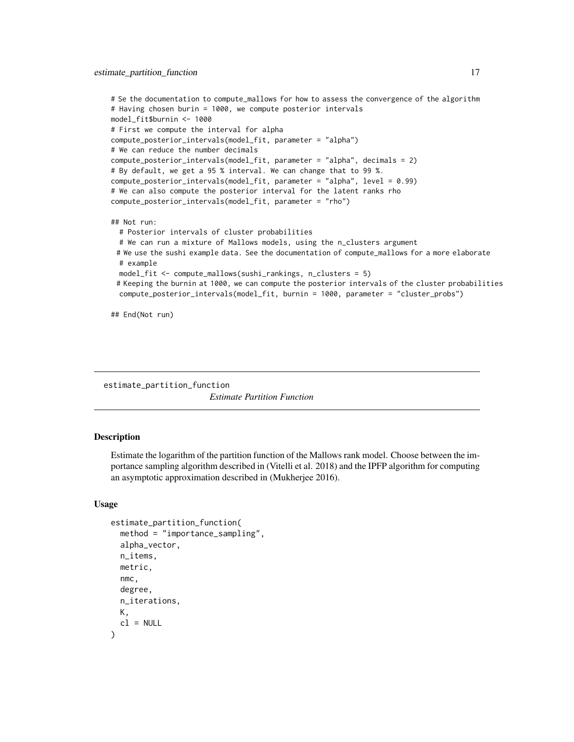```
# Se the documentation to compute_mallows for how to assess the convergence of the algorithm
# Having chosen burin = 1000, we compute posterior intervals
model_fit$burnin <- 1000
# First we compute the interval for alpha
compute_posterior_intervals(model_fit, parameter = "alpha")
# We can reduce the number decimals
compute_posterior_intervals(model_fit, parameter = "alpha", decimals = 2)
# By default, we get a 95 % interval. We can change that to 99 %.
compute_posterior_intervals(model_fit, parameter = "alpha", level = 0.99)
# We can also compute the posterior interval for the latent ranks rho
compute_posterior_intervals(model_fit, parameter = "rho")

## Not run:
  # Posterior intervals of cluster probabilities
  # We can run a mixture of Mallows models, using the n_clusters argument
 # We use the sushi example data. See the documentation of compute_mallows for a more elaborate
  # example
  model_fit <- compute_mallows(sushi_rankings, n_clusters = 5)
 # Keeping the burnin at 1000, we can compute the posterior intervals of the cluster probabilities
  compute_posterior_intervals(model_fit, burnin = 1000, parameter = "cluster_probs")

## End(Not run)
```

---

## estimate_partition_function

*Estimate Partition Function*

---

### Description

Estimate the logarithm of the partition function of the Mallows rank model. Choose between the importance sampling algorithm described in (Vitelli et al. 2018) and the IPFP algorithm for computing an asymptotic approximation described in (Mukherjee 2016).

### Usage

```
estimate_partition_function(
  method = "importance_sampling",
  alpha_vector,
  n_items,
  metric,
  nmc,
  degree,
  n_iterations,
  K,
  cl = NULL
)
```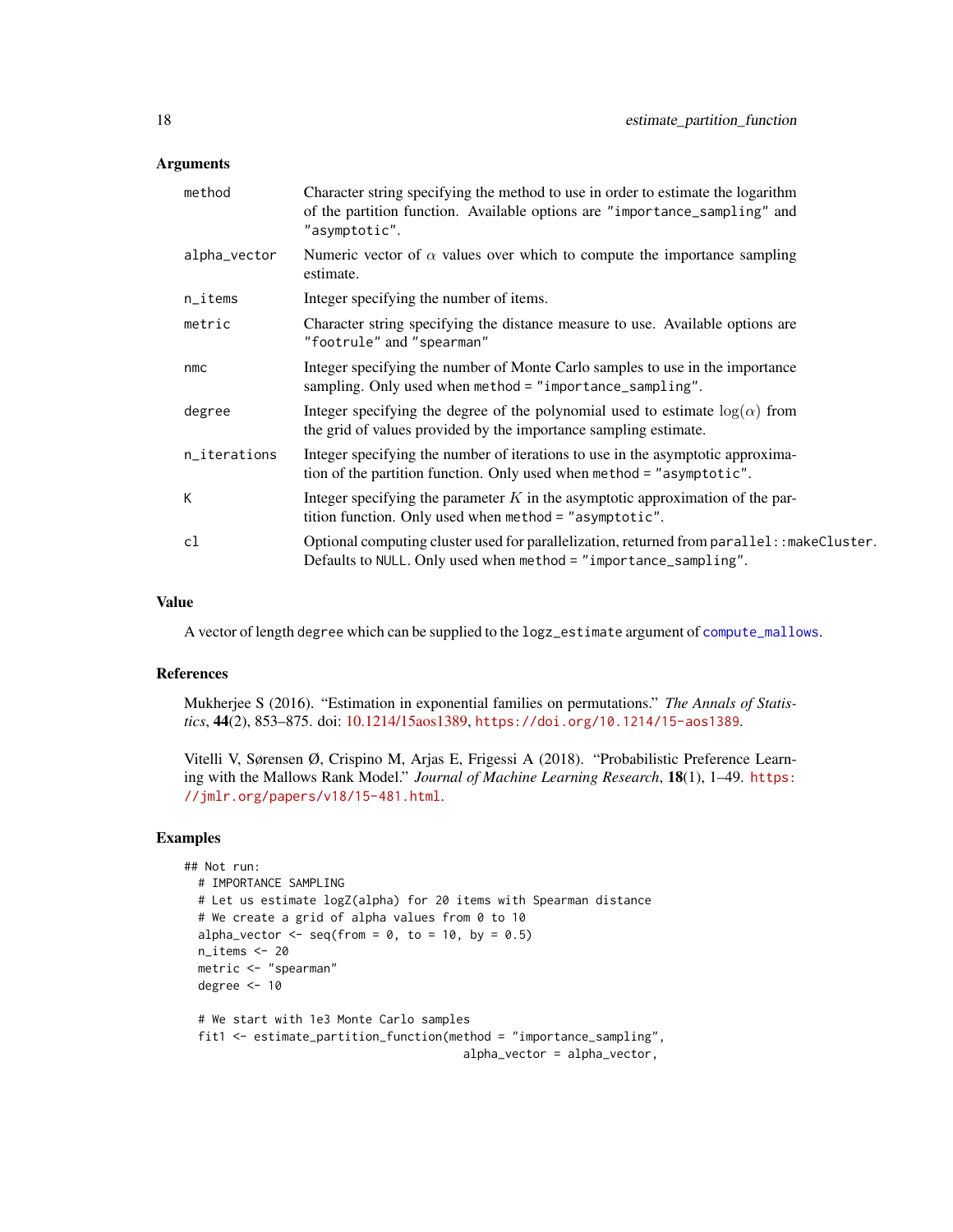## Arguments

| | |
|---|---|
| method | Character string specifying the method to use in order to estimate the logarithm of the partition function. Available options are "importance_sampling" and "asymptotic". |
| alpha_vector | Numeric vector of $\alpha$ values over which to compute the importance sampling estimate. |
| n_items | Integer specifying the number of items. |
| metric | Character string specifying the distance measure to use. Available options are "footrule" and "spearman" |
| nmc | Integer specifying the number of Monte Carlo samples to use in the importance sampling. Only used when method = "importance_sampling". |
| degree | Integer specifying the degree of the polynomial used to estimate $\log(\alpha)$ from the grid of values provided by the importance sampling estimate. |
| n_iterations | Integer specifying the number of iterations to use in the asymptotic approximation of the partition function. Only used when method = "asymptotic". |
| K | Integer specifying the parameter $K$ in the asymptotic approximation of the partition function. Only used when method = "asymptotic". |
| cl | Optional computing cluster used for parallelization, returned from parallel::makeCluster. Defaults to NULL. Only used when method = "importance_sampling". |

## Value

A vector of length degree which can be supplied to the logz_estimate argument of compute_mallows.

## References

Mukherjee S (2016). "Estimation in exponential families on permutations." *The Annals of Statistics*, **44**(2), 853–875. doi: 10.1214/15aos1389, https://doi.org/10.1214/15-aos1389.

Vitelli V, Sørensen Ø, Crispino M, Arjas E, Frigessi A (2018). "Probabilistic Preference Learning with the Mallows Rank Model." *Journal of Machine Learning Research*, **18**(1), 1–49. https://jmlr.org/papers/v18/15-481.html.

## Examples

```
## Not run:
  # IMPORTANCE SAMPLING
  # Let us estimate logZ(alpha) for 20 items with Spearman distance
  # We create a grid of alpha values from 0 to 10
  alpha_vector <- seq(from = 0, to = 10, by = 0.5)
  n_items <- 20
  metric <- "spearman"
  degree <- 10

  # We start with 1e3 Monte Carlo samples
  fit1 <- estimate_partition_function(method = "importance_sampling",
                                      alpha_vector = alpha_vector,
```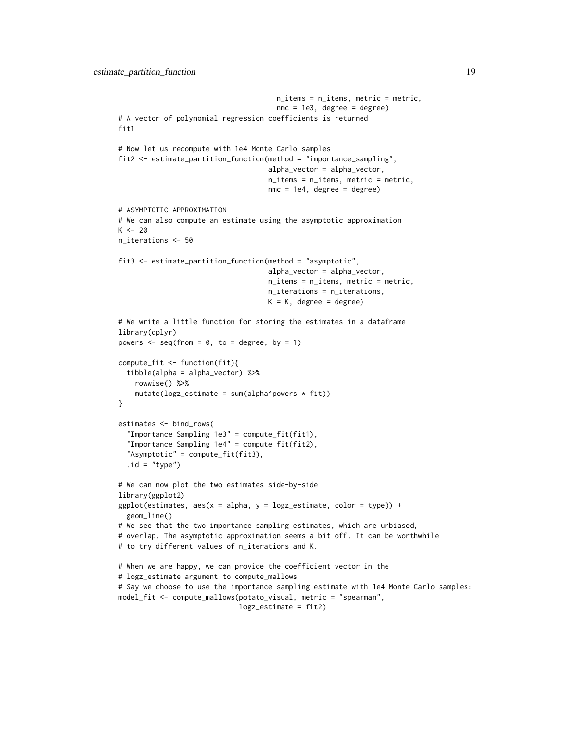```
                                    n_items = n_items, metric = metric,
                                    nmc = 1e3, degree = degree)
# A vector of polynomial regression coefficients is returned
fit1

# Now let us recompute with 1e4 Monte Carlo samples
fit2 <- estimate_partition_function(method = "importance_sampling",
                                    alpha_vector = alpha_vector,
                                    n_items = n_items, metric = metric,
                                    nmc = 1e4, degree = degree)

# ASYMPTOTIC APPROXIMATION
# We can also compute an estimate using the asymptotic approximation
K <- 20
n_iterations <- 50

fit3 <- estimate_partition_function(method = "asymptotic",
                                    alpha_vector = alpha_vector,
                                    n_items = n_items, metric = metric,
                                    n_iterations = n_iterations,
                                    K = K, degree = degree)

# We write a little function for storing the estimates in a dataframe
library(dplyr)
powers <- seq(from = 0, to = degree, by = 1)

compute_fit <- function(fit){
  tibble(alpha = alpha_vector) %>%
    rowwise() %>%
    mutate(logz_estimate = sum(alpha^powers * fit))
}

estimates <- bind_rows(
  "Importance Sampling 1e3" = compute_fit(fit1),
  "Importance Sampling 1e4" = compute_fit(fit2),
  "Asymptotic" = compute_fit(fit3),
  .id = "type")

# We can now plot the two estimates side-by-side
library(ggplot2)
ggplot(estimates, aes(x = alpha, y = logz_estimate, color = type)) +
  geom_line()
# We see that the two importance sampling estimates, which are unbiased,
# overlap. The asymptotic approximation seems a bit off. It can be worthwhile
# to try different values of n_iterations and K.

# When we are happy, we can provide the coefficient vector in the
# logz_estimate argument to compute_mallows
# Say we choose to use the importance sampling estimate with 1e4 Monte Carlo samples:
model_fit <- compute_mallows(potato_visual, metric = "spearman",
                             logz_estimate = fit2)
```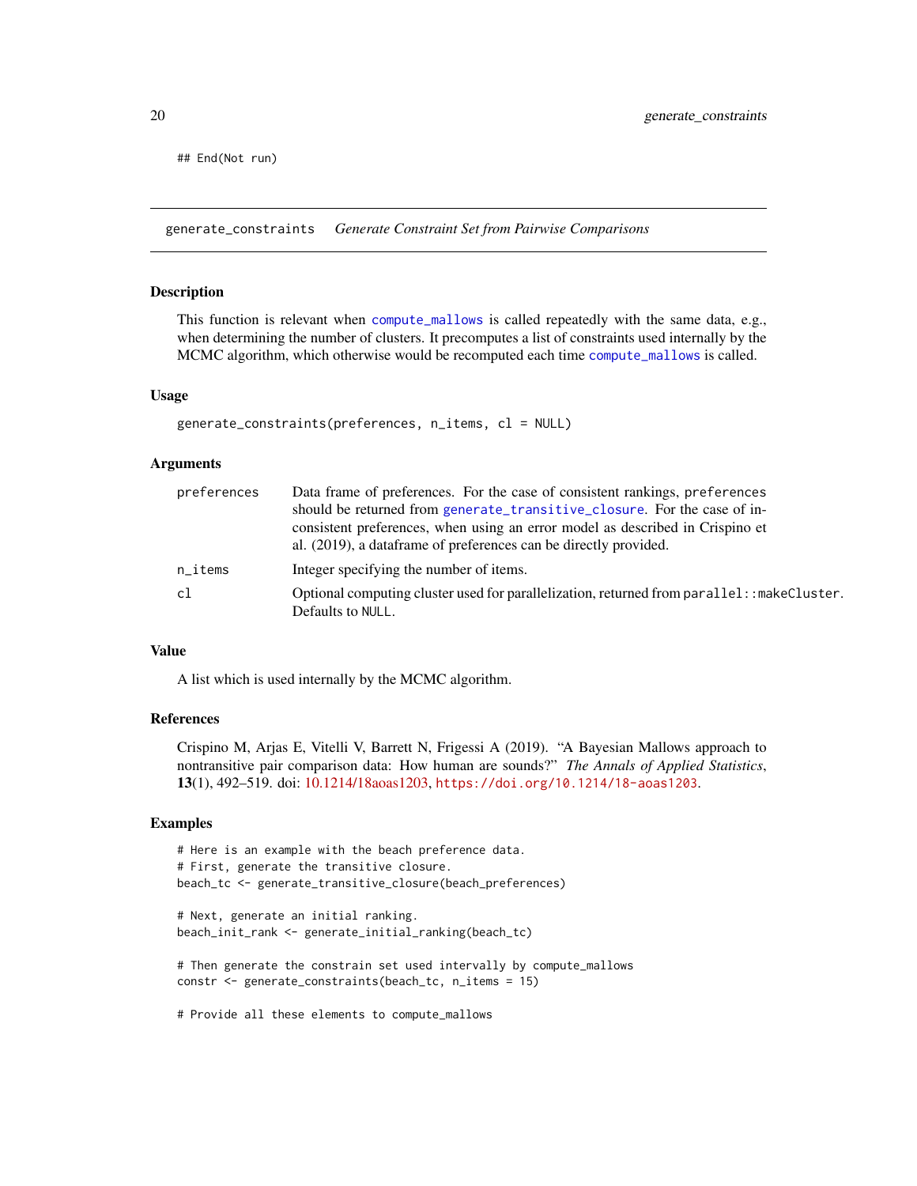```
## End(Not run)
```

## generate_constraints *Generate Constraint Set from Pairwise Comparisons*

### Description

This function is relevant when compute_mallows is called repeatedly with the same data, e.g., when determining the number of clusters. It precomputes a list of constraints used internally by the MCMC algorithm, which otherwise would be recomputed each time compute_mallows is called.

### Usage

```
generate_constraints(preferences, n_items, cl = NULL)
```

### Arguments

| | |
|---|---|
| preferences | Data frame of preferences. For the case of consistent rankings, preferences should be returned from generate_transitive_closure. For the case of inconsistent preferences, when using an error model as described in Crispino et al. (2019), a dataframe of preferences can be directly provided. |
| n_items | Integer specifying the number of items. |
| cl | Optional computing cluster used for parallelization, returned from parallel::makeCluster. Defaults to NULL. |

### Value

A list which is used internally by the MCMC algorithm.

### References

Crispino M, Arjas E, Vitelli V, Barrett N, Frigessi A (2019). "A Bayesian Mallows approach to nontransitive pair comparison data: How human are sounds?" *The Annals of Applied Statistics*, **13**(1), 492–519. doi: 10.1214/18aoas1203, https://doi.org/10.1214/18-aoas1203.

### Examples

```
# Here is an example with the beach preference data.
# First, generate the transitive closure.
beach_tc <- generate_transitive_closure(beach_preferences)

# Next, generate an initial ranking.
beach_init_rank <- generate_initial_ranking(beach_tc)

# Then generate the constrain set used intervally by compute_mallows
constr <- generate_constraints(beach_tc, n_items = 15)

# Provide all these elements to compute_mallows
```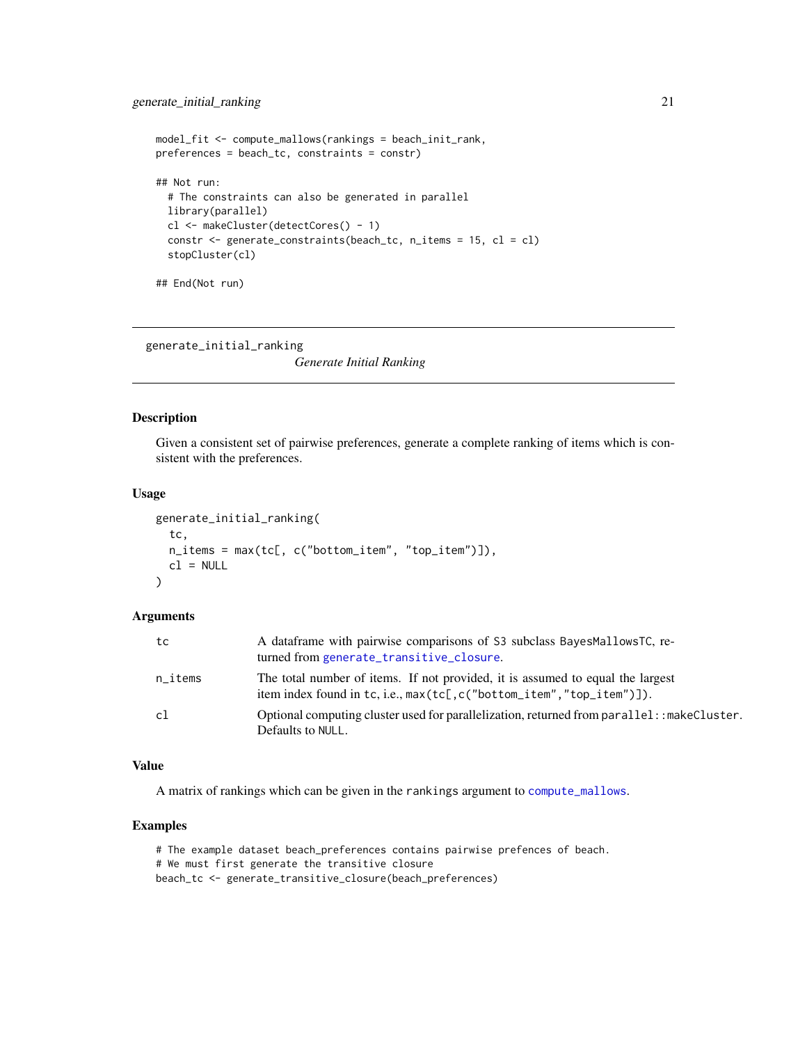```
model_fit <- compute_mallows(rankings = beach_init_rank,
preferences = beach_tc, constraints = constr)

## Not run:
  # The constraints can also be generated in parallel
  library(parallel)
  cl <- makeCluster(detectCores() - 1)
  constr <- generate_constraints(beach_tc, n_items = 15, cl = cl)
  stopCluster(cl)

## End(Not run)
```

---

## generate_initial_ranking

*Generate Initial Ranking*

---

### Description

Given a consistent set of pairwise preferences, generate a complete ranking of items which is consistent with the preferences.

### Usage

```
generate_initial_ranking(
  tc,
  n_items = max(tc[, c("bottom_item", "top_item")]),
  cl = NULL
)
```

### Arguments

| | |
|---|---|
| tc | A dataframe with pairwise comparisons of S3 subclass BayesMallowsTC, returned from generate_transitive_closure. |
| n_items | The total number of items. If not provided, it is assumed to equal the largest item index found in tc, i.e., max(tc[,c("bottom_item","top_item")]). |
| cl | Optional computing cluster used for parallelization, returned from parallel::makeCluster. Defaults to NULL. |

### Value

A matrix of rankings which can be given in the rankings argument to compute_mallows.

### Examples

```
# The example dataset beach_preferences contains pairwise prefences of beach.
# We must first generate the transitive closure
beach_tc <- generate_transitive_closure(beach_preferences)
```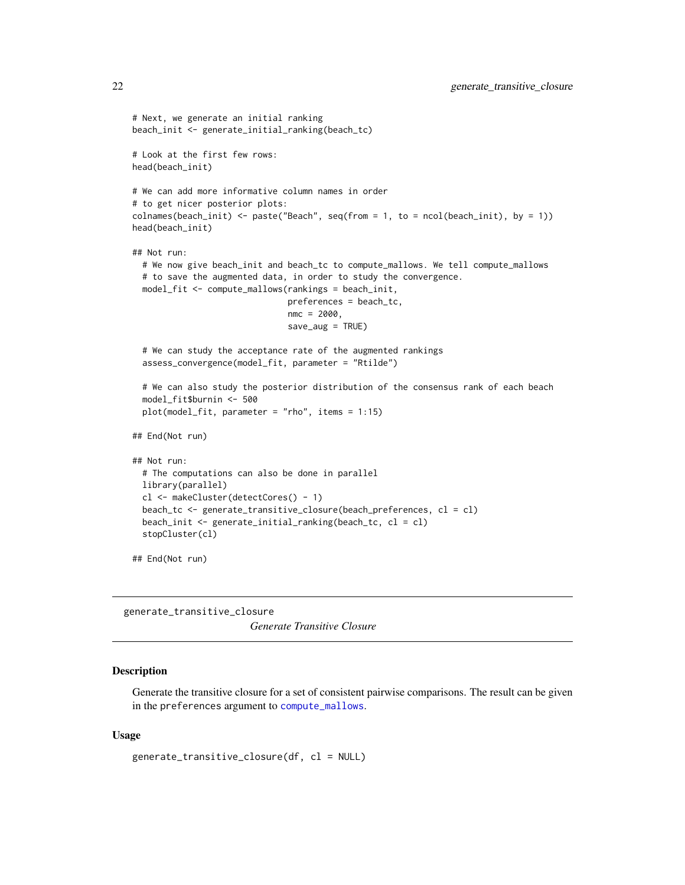```
# Next, we generate an initial ranking
beach_init <- generate_initial_ranking(beach_tc)

# Look at the first few rows:
head(beach_init)

# We can add more informative column names in order
# to get nicer posterior plots:
colnames(beach_init) <- paste("Beach", seq(from = 1, to = ncol(beach_init), by = 1))
head(beach_init)

## Not run:
  # We now give beach_init and beach_tc to compute_mallows. We tell compute_mallows
  # to save the augmented data, in order to study the convergence.
  model_fit <- compute_mallows(rankings = beach_init,
                               preferences = beach_tc,
                               nmc = 2000,
                               save_aug = TRUE)

  # We can study the acceptance rate of the augmented rankings
  assess_convergence(model_fit, parameter = "Rtilde")

  # We can also study the posterior distribution of the consensus rank of each beach
  model_fit$burnin <- 500
  plot(model_fit, parameter = "rho", items = 1:15)

## End(Not run)

## Not run:
  # The computations can also be done in parallel
  library(parallel)
  cl <- makeCluster(detectCores() - 1)
  beach_tc <- generate_transitive_closure(beach_preferences, cl = cl)
  beach_init <- generate_initial_ranking(beach_tc, cl = cl)
  stopCluster(cl)

## End(Not run)
```

## generate_transitive_closure

*Generate Transitive Closure*

### Description

Generate the transitive closure for a set of consistent pairwise comparisons. The result can be given in the `preferences` argument to `compute_mallows`.

### Usage

```
generate_transitive_closure(df, cl = NULL)
```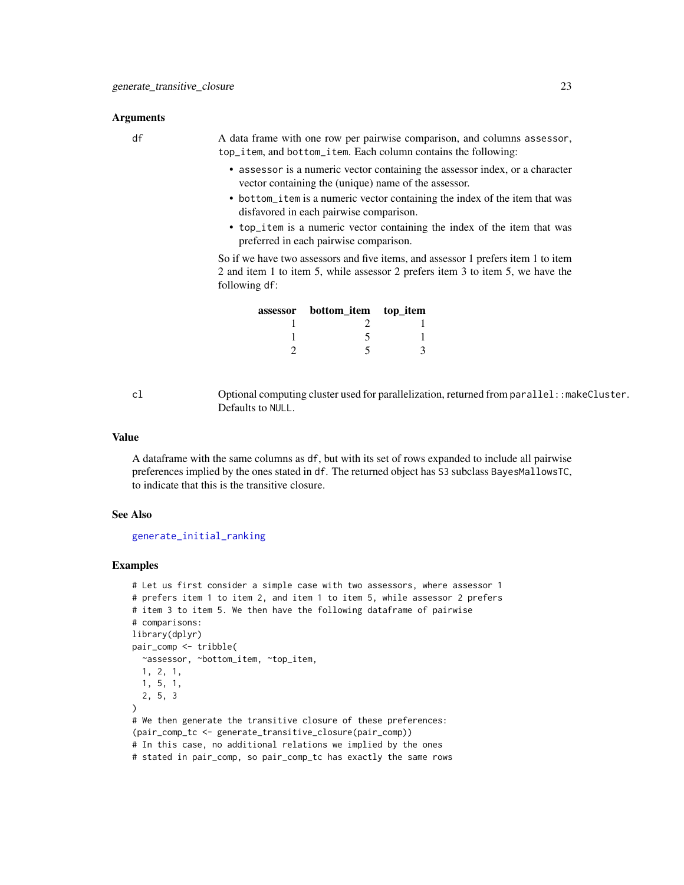## Arguments

**df** A data frame with one row per pairwise comparison, and columns `assessor`, `top_item`, and `bottom_item`. Each column contains the following:

- `assessor` is a numeric vector containing the assessor index, or a character vector containing the (unique) name of the assessor.
- `bottom_item` is a numeric vector containing the index of the item that was disfavored in each pairwise comparison.
- `top_item` is a numeric vector containing the index of the item that was preferred in each pairwise comparison.

So if we have two assessors and five items, and assessor 1 prefers item 1 to item 2 and item 1 to item 5, while assessor 2 prefers item 3 to item 5, we have the following `df`:

| assessor | bottom_item | top_item |
|---|---|---|
| 1 | 2 | 1 |
| 1 | 5 | 1 |
| 2 | 5 | 3 |

**cl** Optional computing cluster used for parallelization, returned from `parallel::makeCluster`. Defaults to `NULL`.

## Value

A dataframe with the same columns as `df`, but with its set of rows expanded to include all pairwise preferences implied by the ones stated in `df`. The returned object has S3 subclass `BayesMallowsTC`, to indicate that this is the transitive closure.

## See Also

generate_initial_ranking

## Examples

```
# Let us first consider a simple case with two assessors, where assessor 1
# prefers item 1 to item 2, and item 1 to item 5, while assessor 2 prefers
# item 3 to item 5. We then have the following dataframe of pairwise
# comparisons:
library(dplyr)
pair_comp <- tribble(
  ~assessor, ~bottom_item, ~top_item,
  1, 2, 1,
  1, 5, 1,
  2, 5, 3
)
# We then generate the transitive closure of these preferences:
(pair_comp_tc <- generate_transitive_closure(pair_comp))
# In this case, no additional relations we implied by the ones
# stated in pair_comp, so pair_comp_tc has exactly the same rows
```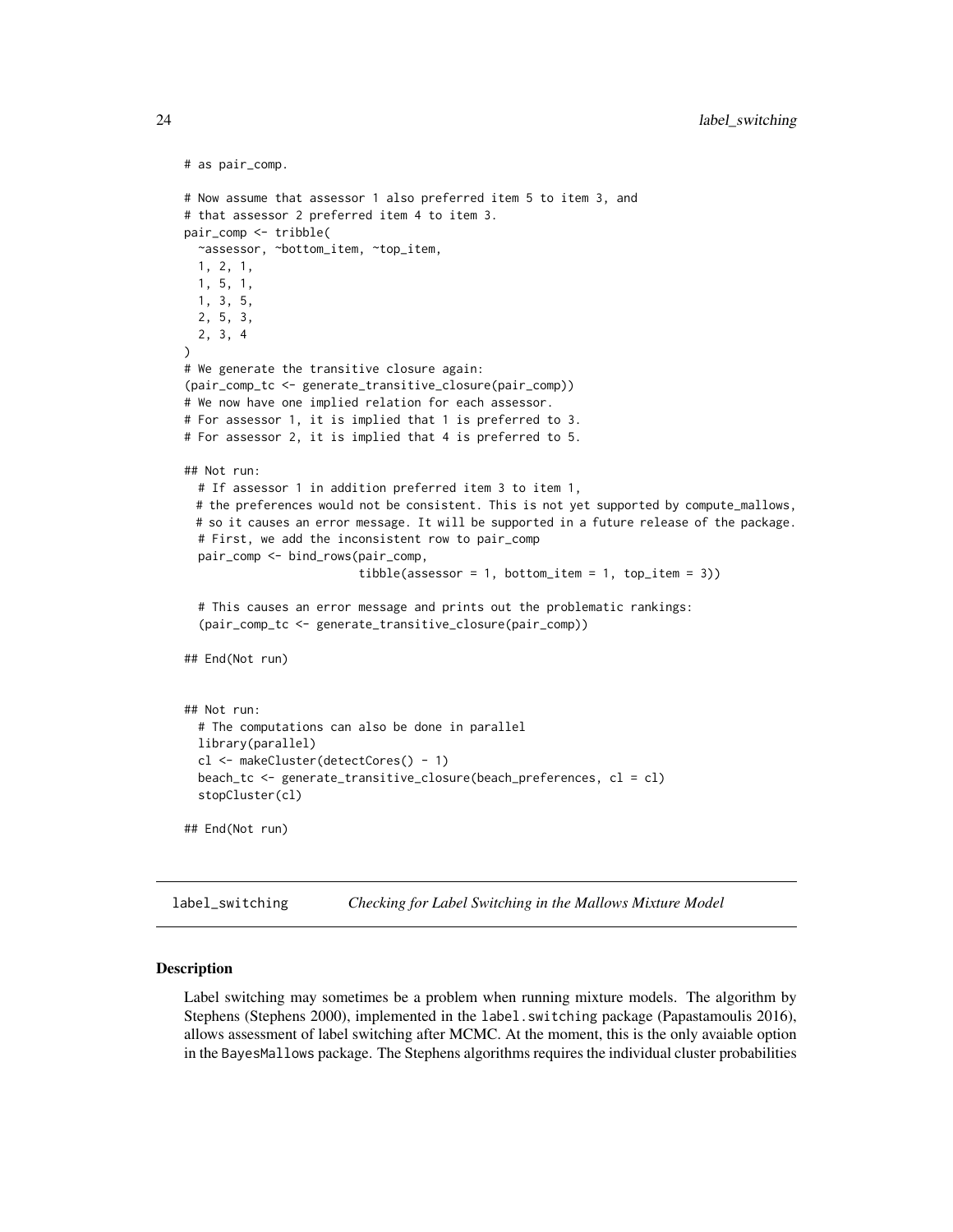```
# as pair_comp.

# Now assume that assessor 1 also preferred item 5 to item 3, and
# that assessor 2 preferred item 4 to item 3.
pair_comp <- tribble(
  ~assessor, ~bottom_item, ~top_item,
  1, 2, 1,
  1, 5, 1,
  1, 3, 5,
  2, 5, 3,
  2, 3, 4
)
# We generate the transitive closure again:
(pair_comp_tc <- generate_transitive_closure(pair_comp))
# We now have one implied relation for each assessor.
# For assessor 1, it is implied that 1 is preferred to 3.
# For assessor 2, it is implied that 4 is preferred to 5.

## Not run:
  # If assessor 1 in addition preferred item 3 to item 1,
  # the preferences would not be consistent. This is not yet supported by compute_mallows,
  # so it causes an error message. It will be supported in a future release of the package.
  # First, we add the inconsistent row to pair_comp
  pair_comp <- bind_rows(pair_comp,
                         tibble(assessor = 1, bottom_item = 1, top_item = 3))

  # This causes an error message and prints out the problematic rankings:
  (pair_comp_tc <- generate_transitive_closure(pair_comp))

## End(Not run)


## Not run:
  # The computations can also be done in parallel
  library(parallel)
  cl <- makeCluster(detectCores() - 1)
  beach_tc <- generate_transitive_closure(beach_preferences, cl = cl)
  stopCluster(cl)

## End(Not run)
```

## label_switching — *Checking for Label Switching in the Mallows Mixture Model*

### Description

Label switching may sometimes be a problem when running mixture models. The algorithm by Stephens (Stephens 2000), implemented in the label.switching package (Papastamoulis 2016), allows assessment of label switching after MCMC. At the moment, this is the only avaiable option in the BayesMallows package. The Stephens algorithms requires the individual cluster probabilities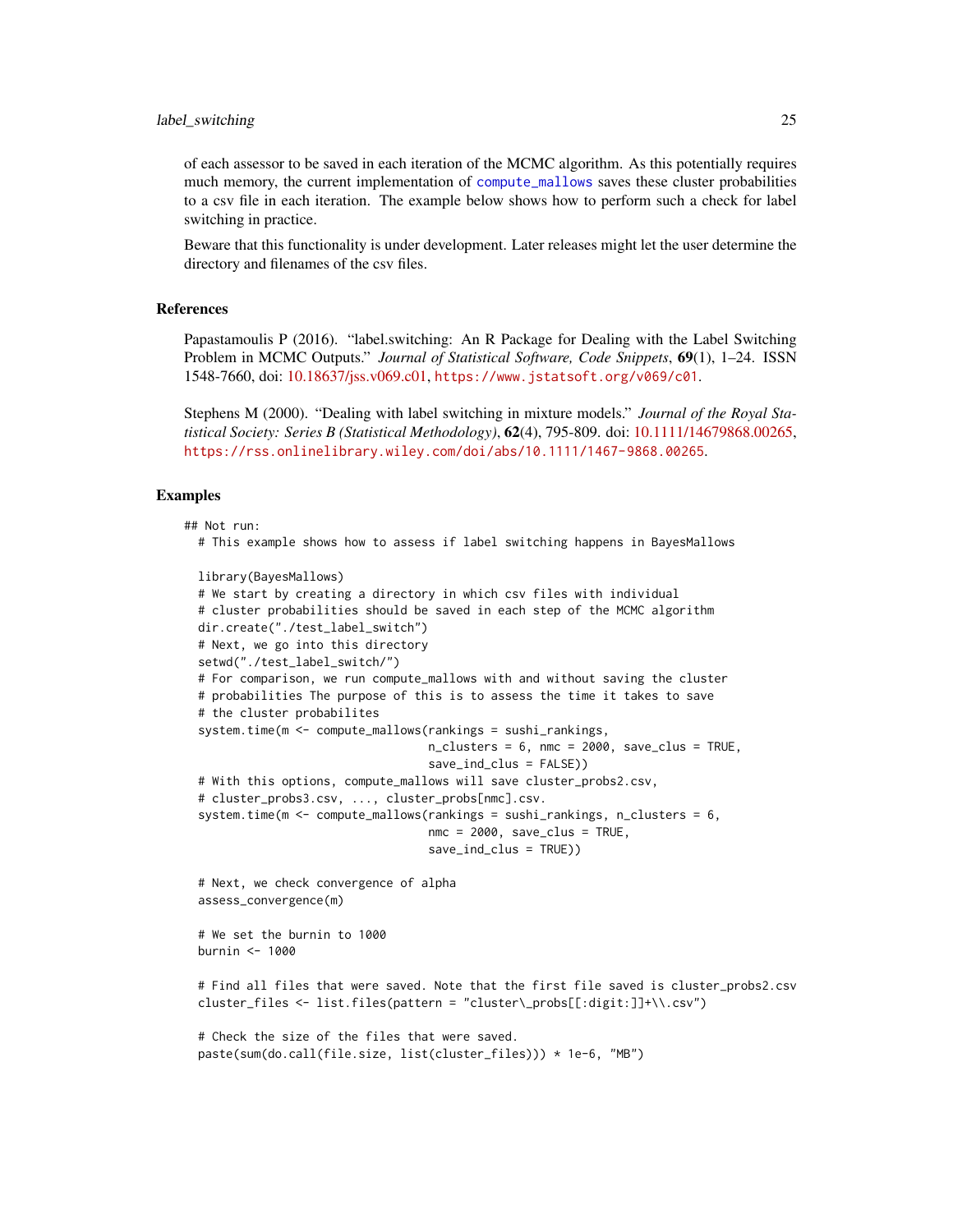of each assessor to be saved in each iteration of the MCMC algorithm. As this potentially requires much memory, the current implementation of compute_mallows saves these cluster probabilities to a csv file in each iteration. The example below shows how to perform such a check for label switching in practice.

Beware that this functionality is under development. Later releases might let the user determine the directory and filenames of the csv files.

## References

Papastamoulis P (2016). "label.switching: An R Package for Dealing with the Label Switching Problem in MCMC Outputs." *Journal of Statistical Software, Code Snippets*, **69**(1), 1–24. ISSN 1548-7660, doi: 10.18637/jss.v069.c01, https://www.jstatsoft.org/v069/c01.

Stephens M (2000). "Dealing with label switching in mixture models." *Journal of the Royal Statistical Society: Series B (Statistical Methodology)*, **62**(4), 795-809. doi: 10.1111/14679868.00265, https://rss.onlinelibrary.wiley.com/doi/abs/10.1111/1467-9868.00265.

## Examples

```
## Not run:
  # This example shows how to assess if label switching happens in BayesMallows

  library(BayesMallows)
  # We start by creating a directory in which csv files with individual
  # cluster probabilities should be saved in each step of the MCMC algorithm
  dir.create("./test_label_switch")
  # Next, we go into this directory
  setwd("./test_label_switch/")
  # For comparison, we run compute_mallows with and without saving the cluster
  # probabilities The purpose of this is to assess the time it takes to save
  # the cluster probabilites
  system.time(m <- compute_mallows(rankings = sushi_rankings,
                                   n_clusters = 6, nmc = 2000, save_clus = TRUE,
                                   save_ind_clus = FALSE))
  # With this options, compute_mallows will save cluster_probs2.csv,
  # cluster_probs3.csv, ..., cluster_probs[nmc].csv.
  system.time(m <- compute_mallows(rankings = sushi_rankings, n_clusters = 6,
                                   nmc = 2000, save_clus = TRUE,
                                   save_ind_clus = TRUE))

  # Next, we check convergence of alpha
  assess_convergence(m)

  # We set the burnin to 1000
  burnin <- 1000

  # Find all files that were saved. Note that the first file saved is cluster_probs2.csv
  cluster_files <- list.files(pattern = "cluster\_probs[[:digit:]]+\\.csv")

  # Check the size of the files that were saved.
  paste(sum(do.call(file.size, list(cluster_files))) * 1e-6, "MB")
```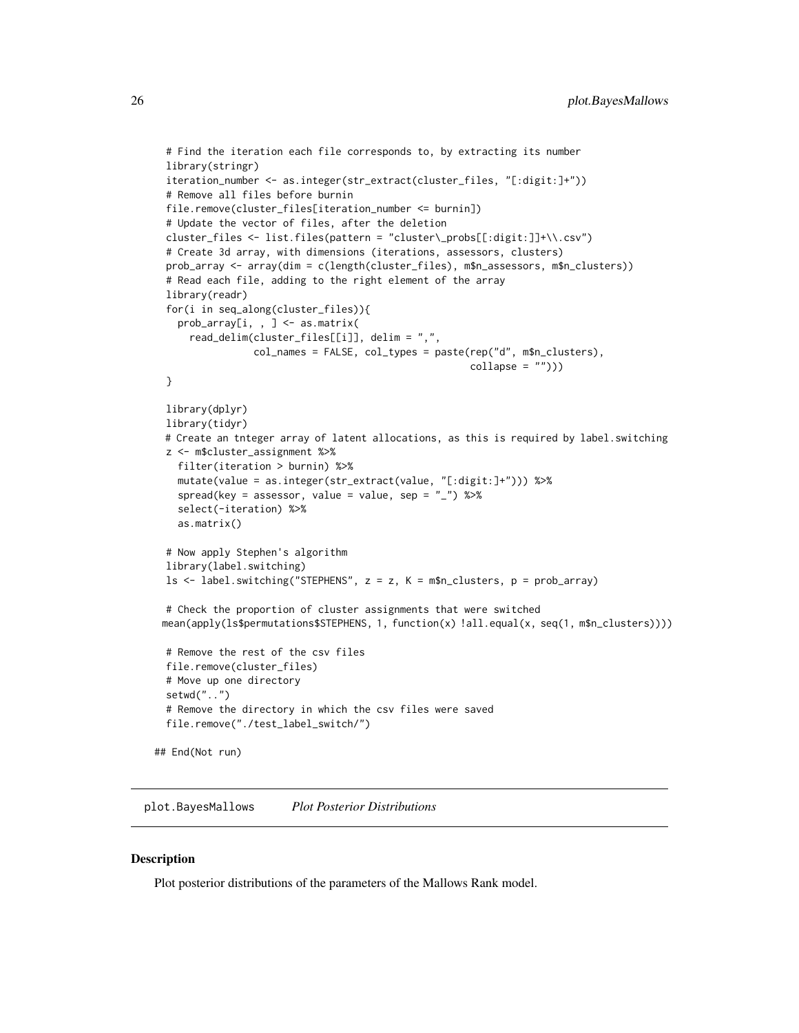```r
  # Find the iteration each file corresponds to, by extracting its number
  library(stringr)
  iteration_number <- as.integer(str_extract(cluster_files, "[:digit:]+"))
  # Remove all files before burnin
  file.remove(cluster_files[iteration_number <= burnin])
  # Update the vector of files, after the deletion
  cluster_files <- list.files(pattern = "cluster\_probs[[:digit:]]+\\.csv")
  # Create 3d array, with dimensions (iterations, assessors, clusters)
  prob_array <- array(dim = c(length(cluster_files), m$n_assessors, m$n_clusters))
  # Read each file, adding to the right element of the array
  library(readr)
  for(i in seq_along(cluster_files)){
    prob_array[i, , ] <- as.matrix(
      read_delim(cluster_files[[i]], delim = ",",
                 col_names = FALSE, col_types = paste(rep("d", m$n_clusters),
                                                      collapse = "")))
  }

  library(dplyr)
  library(tidyr)
  # Create an tnteger array of latent allocations, as this is required by label.switching
  z <- m$cluster_assignment %>%
    filter(iteration > burnin) %>%
    mutate(value = as.integer(str_extract(value, "[:digit:]+"))) %>%
    spread(key = assessor, value = value, sep = "_") %>%
    select(-iteration) %>%
    as.matrix()

  # Now apply Stephen's algorithm
  library(label.switching)
  ls <- label.switching("STEPHENS", z = z, K = m$n_clusters, p = prob_array)

  # Check the proportion of cluster assignments that were switched
 mean(apply(ls$permutations$STEPHENS, 1, function(x) !all.equal(x, seq(1, m$n_clusters))))

  # Remove the rest of the csv files
  file.remove(cluster_files)
  # Move up one directory
  setwd("..")
  # Remove the directory in which the csv files were saved
  file.remove("./test_label_switch/")

## End(Not run)
```

## plot.BayesMallows *Plot Posterior Distributions*

### Description

Plot posterior distributions of the parameters of the Mallows Rank model.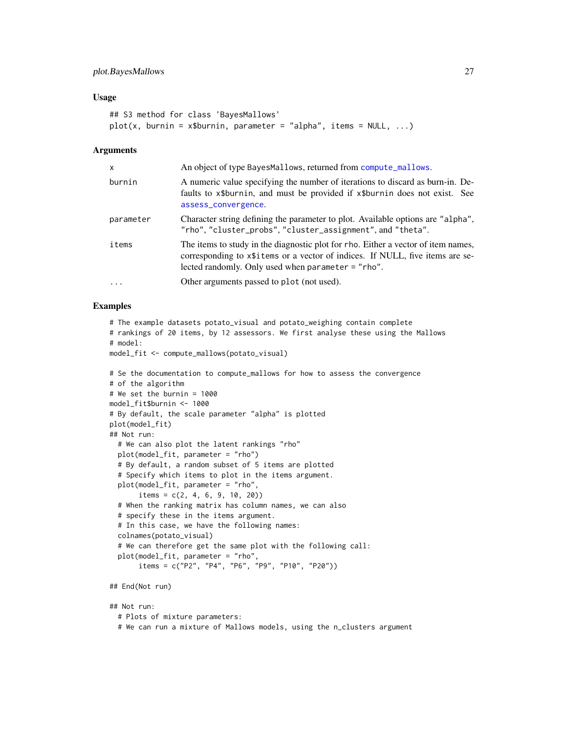### Usage

```
## S3 method for class 'BayesMallows'
plot(x, burnin = x$burnin, parameter = "alpha", items = NULL, ...)
```

### Arguments

| | |
|---|---|
| x | An object of type BayesMallows, returned from compute_mallows. |
| burnin | A numeric value specifying the number of iterations to discard as burn-in. Defaults to x$burnin, and must be provided if x$burnin does not exist. See assess_convergence. |
| parameter | Character string defining the parameter to plot. Available options are "alpha", "rho", "cluster_probs", "cluster_assignment", and "theta". |
| items | The items to study in the diagnostic plot for rho. Either a vector of item names, corresponding to x$items or a vector of indices. If NULL, five items are selected randomly. Only used when parameter = "rho". |
| ... | Other arguments passed to plot (not used). |

### Examples

```
# The example datasets potato_visual and potato_weighing contain complete
# rankings of 20 items, by 12 assessors. We first analyse these using the Mallows
# model:
model_fit <- compute_mallows(potato_visual)

# Se the documentation to compute_mallows for how to assess the convergence
# of the algorithm
# We set the burnin = 1000
model_fit$burnin <- 1000
# By default, the scale parameter "alpha" is plotted
plot(model_fit)
## Not run:
  # We can also plot the latent rankings "rho"
  plot(model_fit, parameter = "rho")
  # By default, a random subset of 5 items are plotted
  # Specify which items to plot in the items argument.
  plot(model_fit, parameter = "rho",
       items = c(2, 4, 6, 9, 10, 20))
  # When the ranking matrix has column names, we can also
  # specify these in the items argument.
  # In this case, we have the following names:
  colnames(potato_visual)
  # We can therefore get the same plot with the following call:
  plot(model_fit, parameter = "rho",
       items = c("P2", "P4", "P6", "P9", "P10", "P20"))

## End(Not run)

## Not run:
  # Plots of mixture parameters:
  # We can run a mixture of Mallows models, using the n_clusters argument
```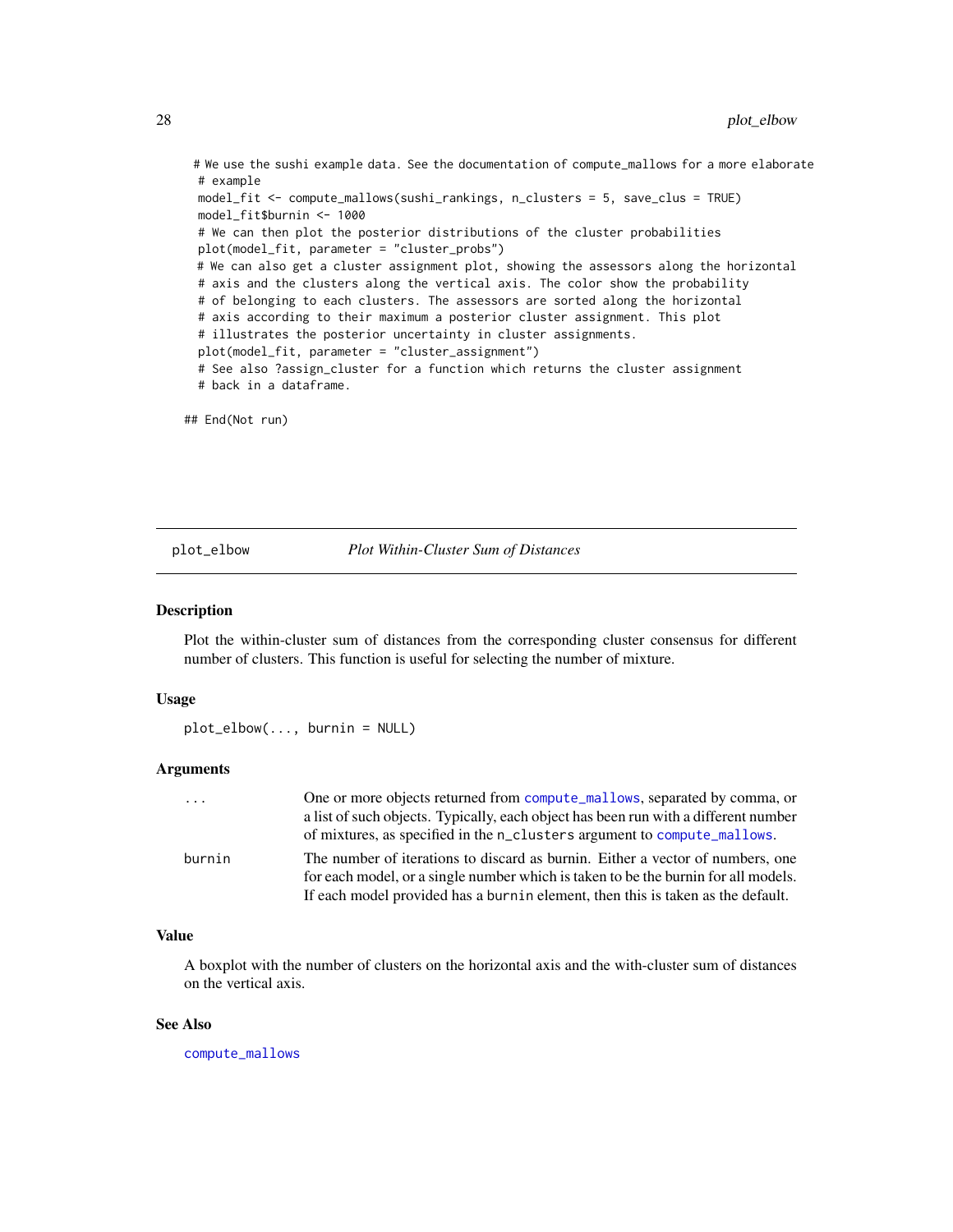```
# We use the sushi example data. See the documentation of compute_mallows for a more elaborate
# example
model_fit <- compute_mallows(sushi_rankings, n_clusters = 5, save_clus = TRUE)
model_fit$burnin <- 1000
# We can then plot the posterior distributions of the cluster probabilities
plot(model_fit, parameter = "cluster_probs")
# We can also get a cluster assignment plot, showing the assessors along the horizontal
# axis and the clusters along the vertical axis. The color show the probability
# of belonging to each clusters. The assessors are sorted along the horizontal
# axis according to their maximum a posterior cluster assignment. This plot
# illustrates the posterior uncertainty in cluster assignments.
plot(model_fit, parameter = "cluster_assignment")
# See also ?assign_cluster for a function which returns the cluster assignment
# back in a dataframe.

## End(Not run)
```

## plot_elbow — *Plot Within-Cluster Sum of Distances*

### Description

Plot the within-cluster sum of distances from the corresponding cluster consensus for different number of clusters. This function is useful for selecting the number of mixture.

### Usage

```
plot_elbow(..., burnin = NULL)
```

### Arguments

| | |
|---|---|
| `...` | One or more objects returned from `compute_mallows`, separated by comma, or a list of such objects. Typically, each object has been run with a different number of mixtures, as specified in the `n_clusters` argument to `compute_mallows`. |
| `burnin` | The number of iterations to discard as burnin. Either a vector of numbers, one for each model, or a single number which is taken to be the burnin for all models. If each model provided has a `burnin` element, then this is taken as the default. |

### Value

A boxplot with the number of clusters on the horizontal axis and the with-cluster sum of distances on the vertical axis.

### See Also

`compute_mallows`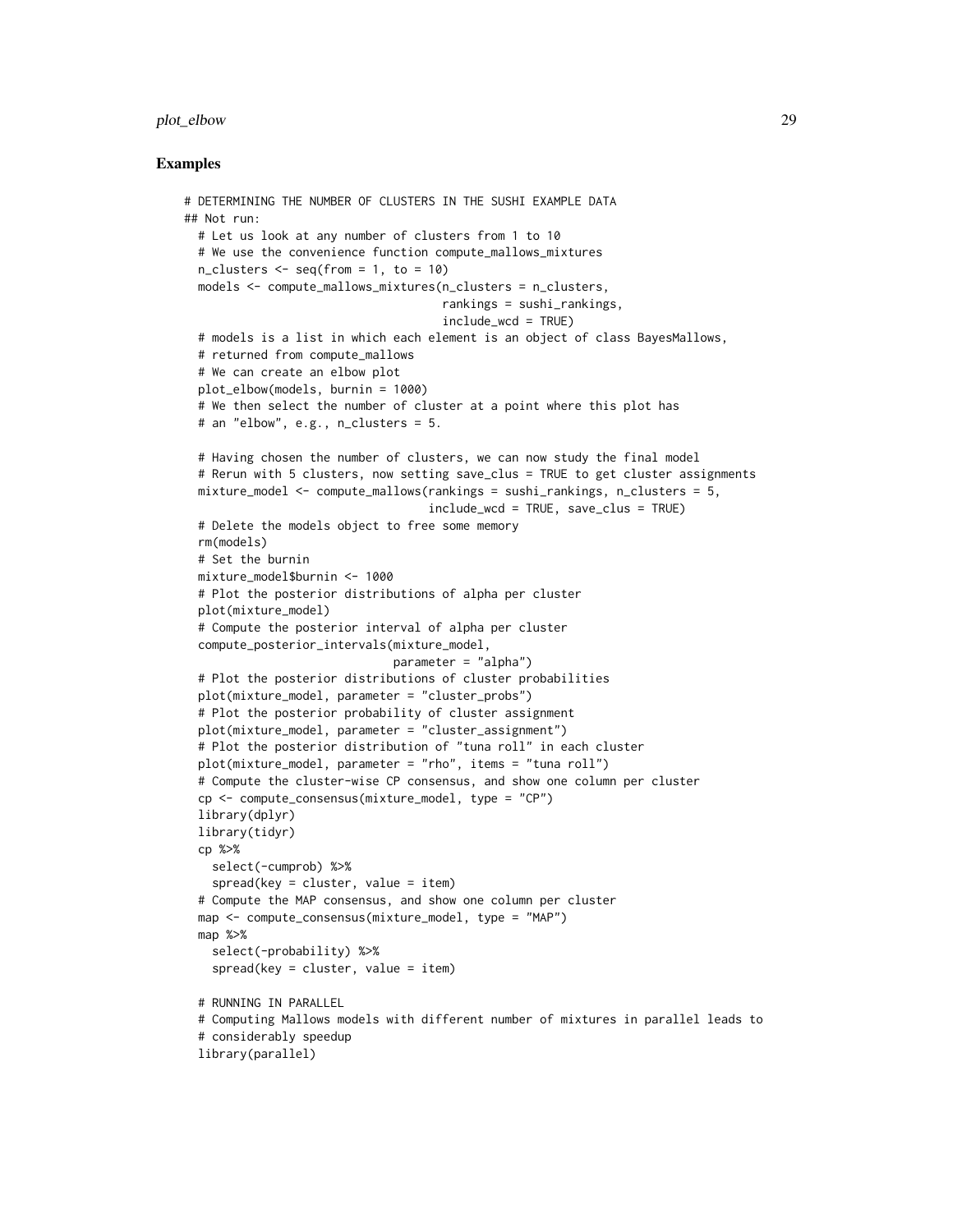## Examples

```
# DETERMINING THE NUMBER OF CLUSTERS IN THE SUSHI EXAMPLE DATA
## Not run:
  # Let us look at any number of clusters from 1 to 10
  # We use the convenience function compute_mallows_mixtures
  n_clusters <- seq(from = 1, to = 10)
  models <- compute_mallows_mixtures(n_clusters = n_clusters,
                                     rankings = sushi_rankings,
                                     include_wcd = TRUE)
  # models is a list in which each element is an object of class BayesMallows,
  # returned from compute_mallows
  # We can create an elbow plot
  plot_elbow(models, burnin = 1000)
  # We then select the number of cluster at a point where this plot has
  # an "elbow", e.g., n_clusters = 5.

  # Having chosen the number of clusters, we can now study the final model
  # Rerun with 5 clusters, now setting save_clus = TRUE to get cluster assignments
  mixture_model <- compute_mallows(rankings = sushi_rankings, n_clusters = 5,
                                   include_wcd = TRUE, save_clus = TRUE)
  # Delete the models object to free some memory
  rm(models)
  # Set the burnin
  mixture_model$burnin <- 1000
  # Plot the posterior distributions of alpha per cluster
  plot(mixture_model)
  # Compute the posterior interval of alpha per cluster
  compute_posterior_intervals(mixture_model,
                              parameter = "alpha")
  # Plot the posterior distributions of cluster probabilities
  plot(mixture_model, parameter = "cluster_probs")
  # Plot the posterior probability of cluster assignment
  plot(mixture_model, parameter = "cluster_assignment")
  # Plot the posterior distribution of "tuna roll" in each cluster
  plot(mixture_model, parameter = "rho", items = "tuna roll")
  # Compute the cluster-wise CP consensus, and show one column per cluster
  cp <- compute_consensus(mixture_model, type = "CP")
  library(dplyr)
  library(tidyr)
  cp %>%
    select(-cumprob) %>%
    spread(key = cluster, value = item)
  # Compute the MAP consensus, and show one column per cluster
  map <- compute_consensus(mixture_model, type = "MAP")
  map %>%
    select(-probability) %>%
    spread(key = cluster, value = item)

  # RUNNING IN PARALLEL
  # Computing Mallows models with different number of mixtures in parallel leads to
  # considerably speedup
  library(parallel)
```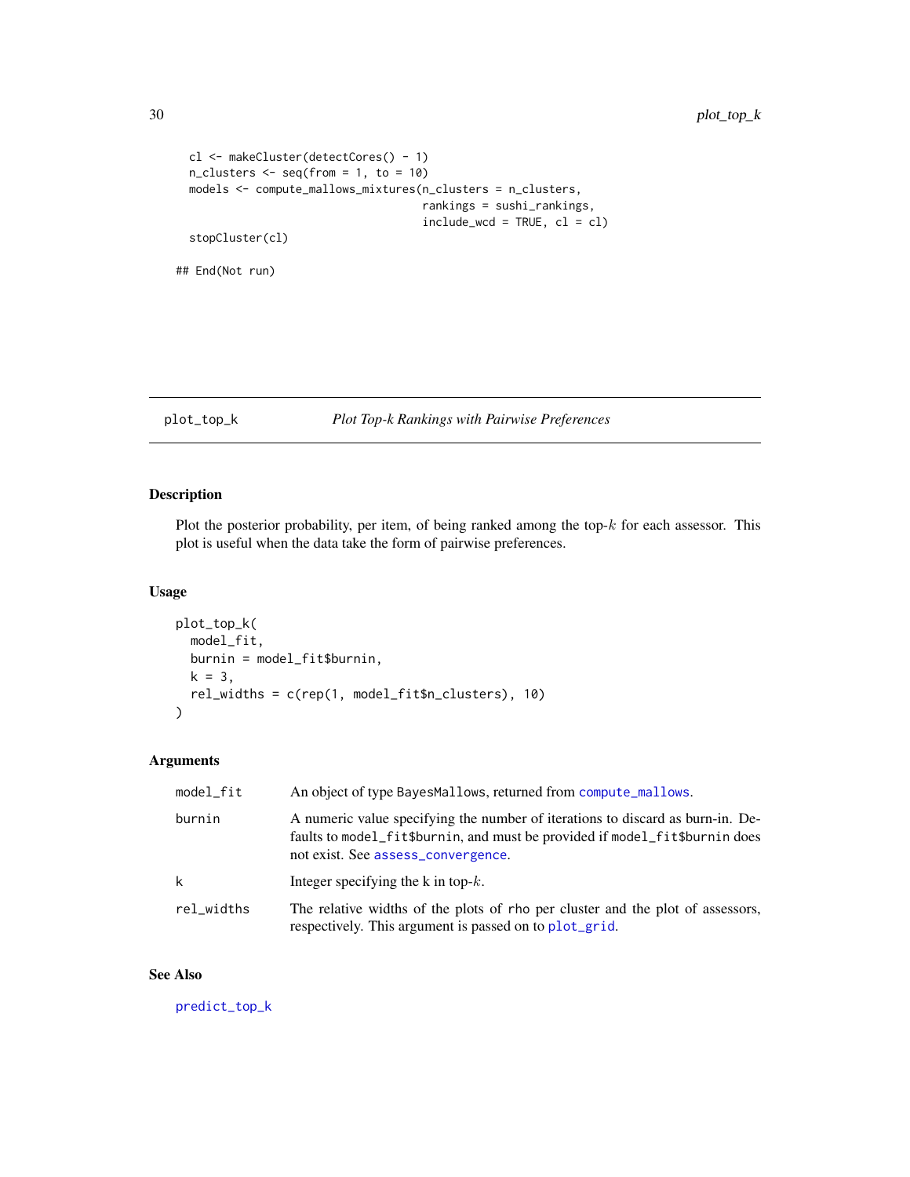```
  cl <- makeCluster(detectCores() - 1)
  n_clusters <- seq(from = 1, to = 10)
  models <- compute_mallows_mixtures(n_clusters = n_clusters,
                                     rankings = sushi_rankings,
                                     include_wcd = TRUE, cl = cl)
  stopCluster(cl)

## End(Not run)
```

---

`plot_top_k` *Plot Top-k Rankings with Pairwise Preferences*

---

## Description

Plot the posterior probability, per item, of being ranked among the top-$k$ for each assessor. This plot is useful when the data take the form of pairwise preferences.

## Usage

```
plot_top_k(
  model_fit,
  burnin = model_fit$burnin,
  k = 3,
  rel_widths = c(rep(1, model_fit$n_clusters), 10)
)
```

## Arguments

| | |
|---|---|
| `model_fit` | An object of type `BayesMallows`, returned from `compute_mallows`. |
| `burnin` | A numeric value specifying the number of iterations to discard as burn-in. Defaults to `model_fit$burnin`, and must be provided if `model_fit$burnin` does not exist. See `assess_convergence`. |
| `k` | Integer specifying the k in top-$k$. |
| `rel_widths` | The relative widths of the plots of `rho` per cluster and the plot of assessors, respectively. This argument is passed on to `plot_grid`. |

## See Also

`predict_top_k`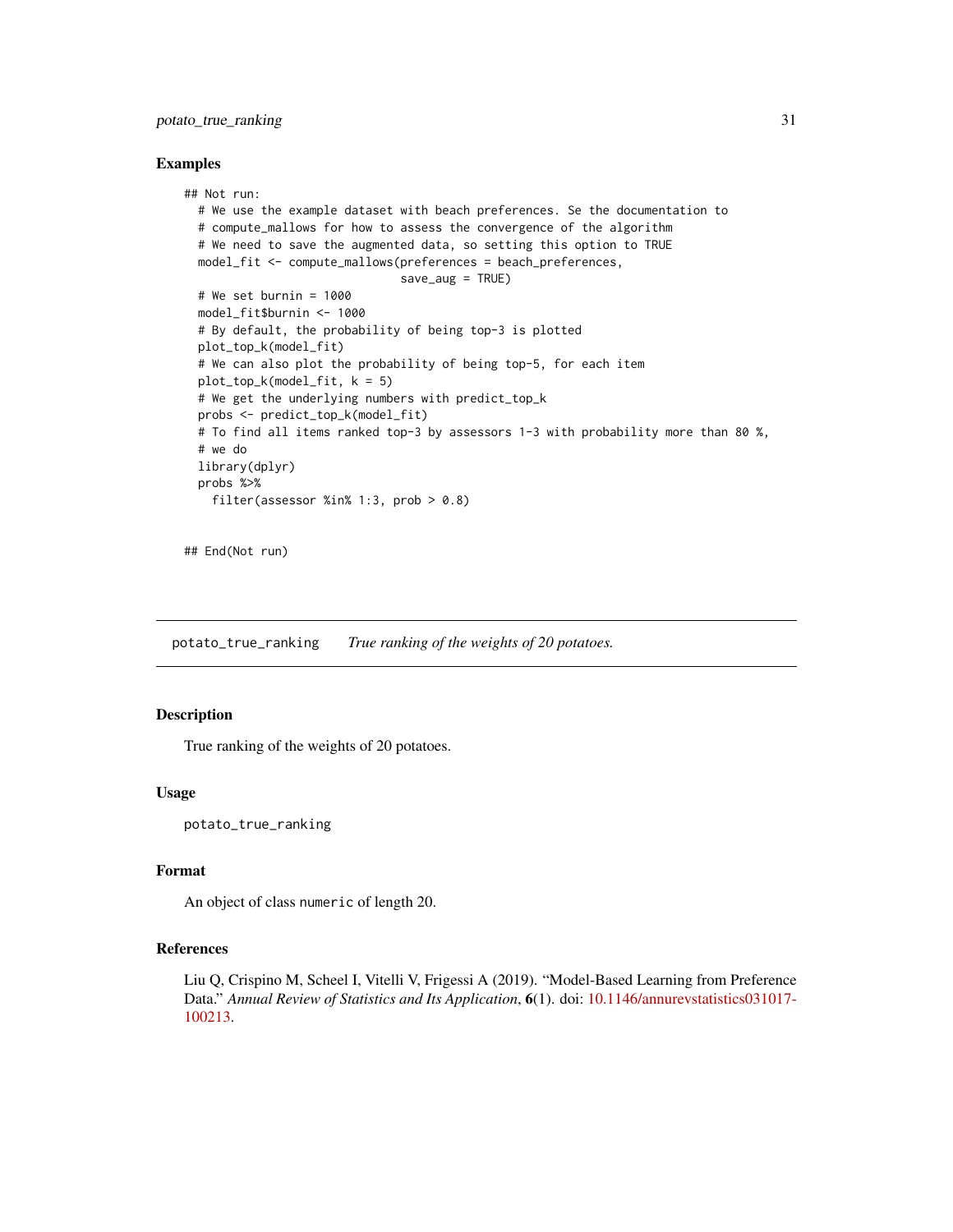### Examples

```
## Not run:
  # We use the example dataset with beach preferences. Se the documentation to
  # compute_mallows for how to assess the convergence of the algorithm
  # We need to save the augmented data, so setting this option to TRUE
  model_fit <- compute_mallows(preferences = beach_preferences,
                               save_aug = TRUE)
  # We set burnin = 1000
  model_fit$burnin <- 1000
  # By default, the probability of being top-3 is plotted
  plot_top_k(model_fit)
  # We can also plot the probability of being top-5, for each item
  plot_top_k(model_fit, k = 5)
  # We get the underlying numbers with predict_top_k
  probs <- predict_top_k(model_fit)
  # To find all items ranked top-3 by assessors 1-3 with probability more than 80 %,
  # we do
  library(dplyr)
  probs %>%
    filter(assessor %in% 1:3, prob > 0.8)


## End(Not run)
```

---

## potato_true_ranking *True ranking of the weights of 20 potatoes.*

---

### Description

True ranking of the weights of 20 potatoes.

### Usage

```
potato_true_ranking
```

### Format

An object of class `numeric` of length 20.

### References

Liu Q, Crispino M, Scheel I, Vitelli V, Frigessi A (2019). “Model-Based Learning from Preference Data.” *Annual Review of Statistics and Its Application*, **6**(1). doi: 10.1146/annurevstatistics031017-100213.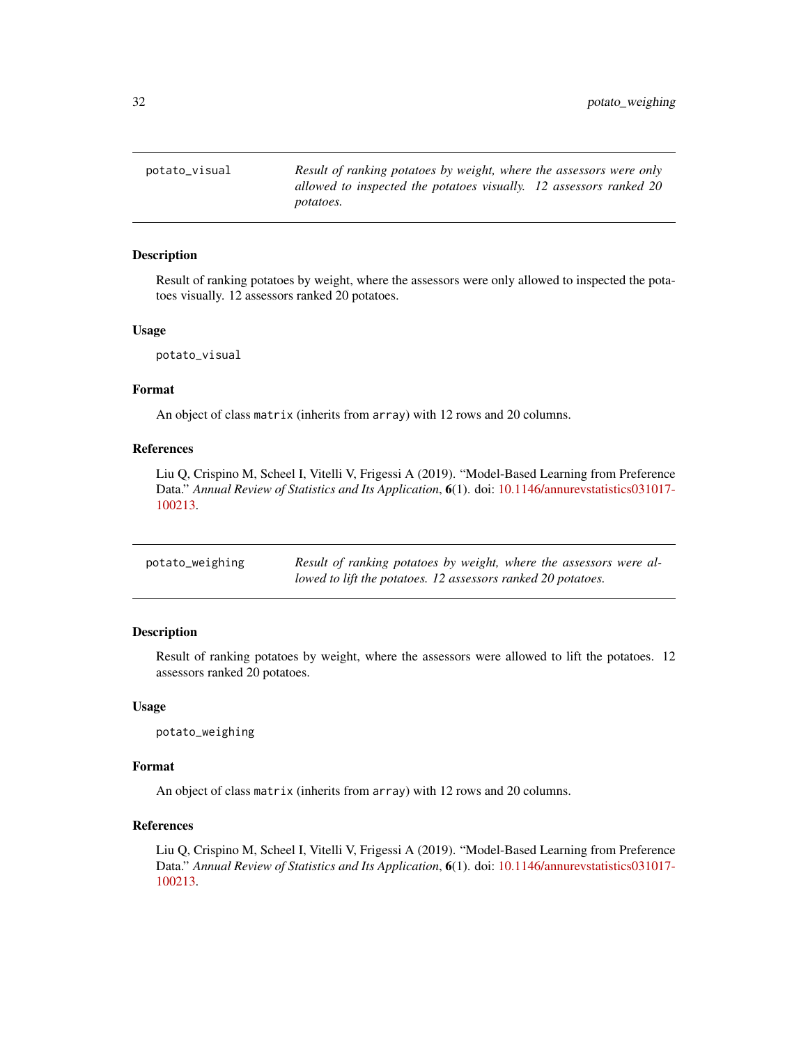## potato_visual

*Result of ranking potatoes by weight, where the assessors were only allowed to inspected the potatoes visually. 12 assessors ranked 20 potatoes.*

### Description

Result of ranking potatoes by weight, where the assessors were only allowed to inspected the potatoes visually. 12 assessors ranked 20 potatoes.

### Usage

```
potato_visual
```

### Format

An object of class `matrix` (inherits from `array`) with 12 rows and 20 columns.

### References

Liu Q, Crispino M, Scheel I, Vitelli V, Frigessi A (2019). "Model-Based Learning from Preference Data." *Annual Review of Statistics and Its Application*, **6**(1). doi: 10.1146/annurevstatistics031017-100213.

## potato_weighing

*Result of ranking potatoes by weight, where the assessors were allowed to lift the potatoes. 12 assessors ranked 20 potatoes.*

### Description

Result of ranking potatoes by weight, where the assessors were allowed to lift the potatoes. 12 assessors ranked 20 potatoes.

### Usage

```
potato_weighing
```

### Format

An object of class `matrix` (inherits from `array`) with 12 rows and 20 columns.

### References

Liu Q, Crispino M, Scheel I, Vitelli V, Frigessi A (2019). "Model-Based Learning from Preference Data." *Annual Review of Statistics and Its Application*, **6**(1). doi: 10.1146/annurevstatistics031017-100213.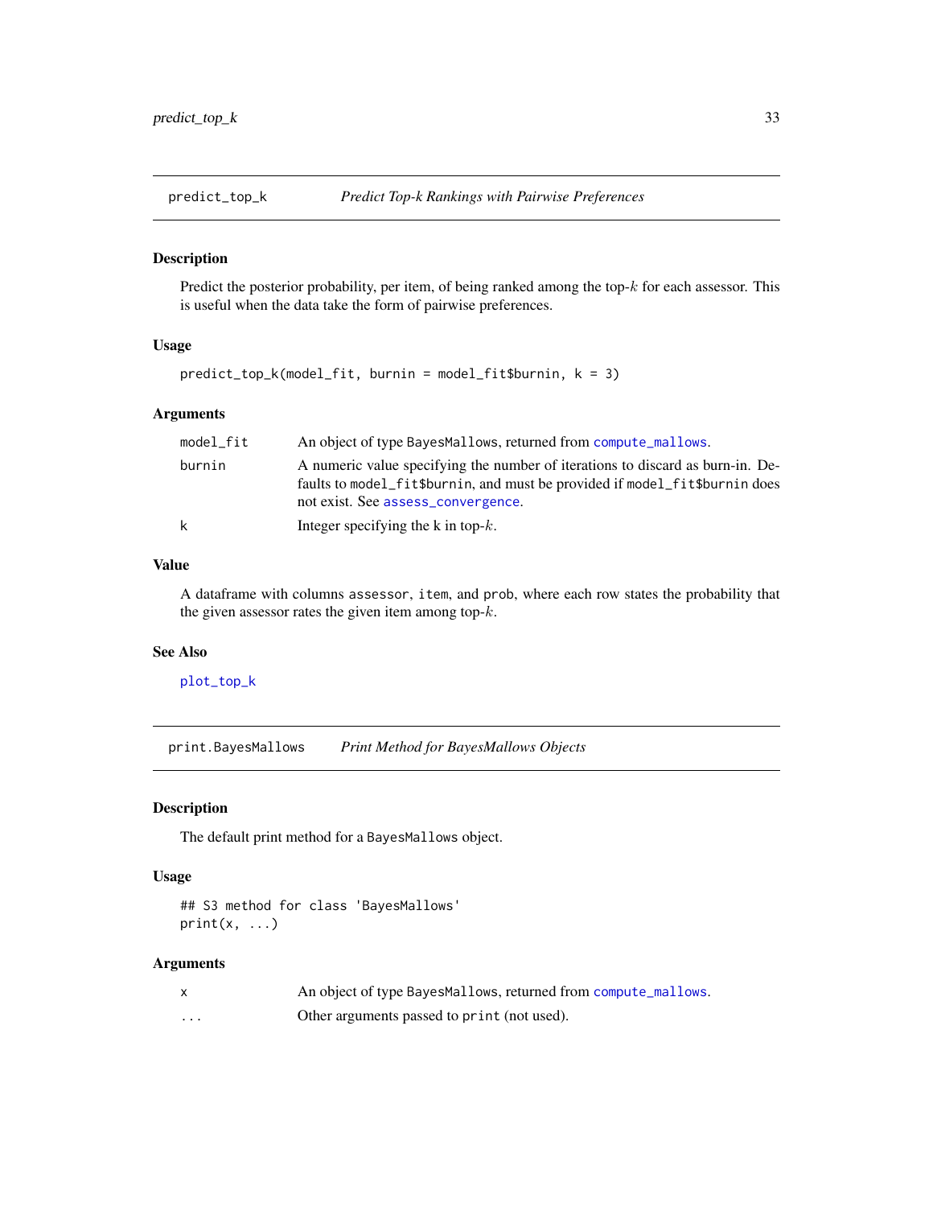## predict_top_k *Predict Top-k Rankings with Pairwise Preferences*

### Description

Predict the posterior probability, per item, of being ranked among the top-$k$ for each assessor. This is useful when the data take the form of pairwise preferences.

### Usage

```
predict_top_k(model_fit, burnin = model_fit$burnin, k = 3)
```

### Arguments

| | |
|---|---|
| model_fit | An object of type BayesMallows, returned from compute_mallows. |
| burnin | A numeric value specifying the number of iterations to discard as burn-in. Defaults to model_fit$burnin, and must be provided if model_fit$burnin does not exist. See assess_convergence. |
| k | Integer specifying the k in top-$k$. |

### Value

A dataframe with columns assessor, item, and prob, where each row states the probability that the given assessor rates the given item among top-$k$.

### See Also

plot_top_k

## print.BayesMallows *Print Method for BayesMallows Objects*

### Description

The default print method for a BayesMallows object.

### Usage

```
## S3 method for class 'BayesMallows'
print(x, ...)
```

### Arguments

| | |
|---|---|
| x | An object of type BayesMallows, returned from compute_mallows. |
| ... | Other arguments passed to print (not used). |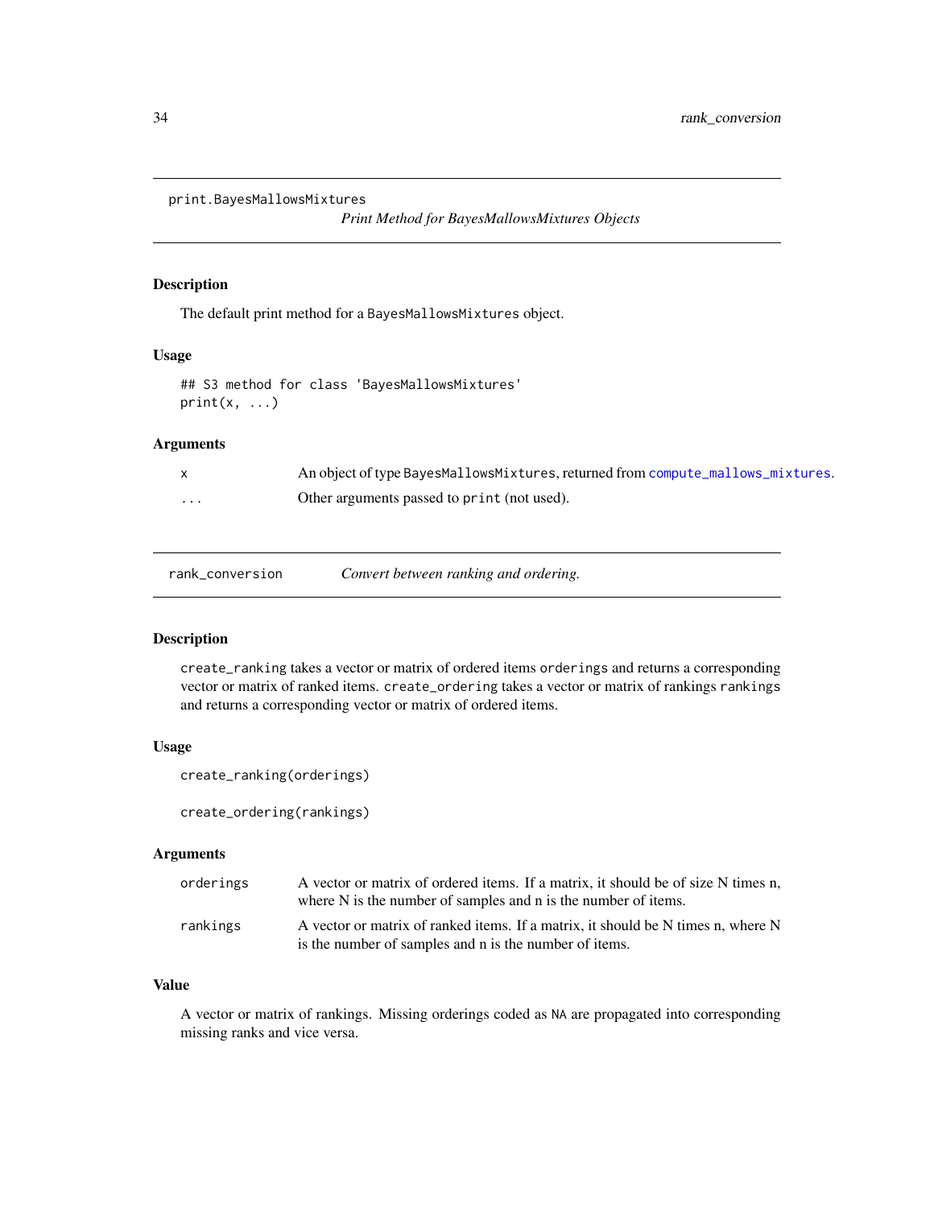## print.BayesMallowsMixtures

*Print Method for BayesMallowsMixtures Objects*

### Description

The default print method for a `BayesMallowsMixtures` object.

### Usage

```
## S3 method for class 'BayesMallowsMixtures'
print(x, ...)
```

### Arguments

| | |
|---|---|
| `x` | An object of type `BayesMallowsMixtures`, returned from `compute_mallows_mixtures`. |
| `...` | Other arguments passed to `print` (not used). |

## rank_conversion

*Convert between ranking and ordering.*

### Description

`create_ranking` takes a vector or matrix of ordered items `orderings` and returns a corresponding vector or matrix of ranked items. `create_ordering` takes a vector or matrix of rankings `rankings` and returns a corresponding vector or matrix of ordered items.

### Usage

```
create_ranking(orderings)

create_ordering(rankings)
```

### Arguments

| | |
|---|---|
| `orderings` | A vector or matrix of ordered items. If a matrix, it should be of size N times n, where N is the number of samples and n is the number of items. |
| `rankings` | A vector or matrix of ranked items. If a matrix, it should be N times n, where N is the number of samples and n is the number of items. |

### Value

A vector or matrix of rankings. Missing orderings coded as `NA` are propagated into corresponding missing ranks and vice versa.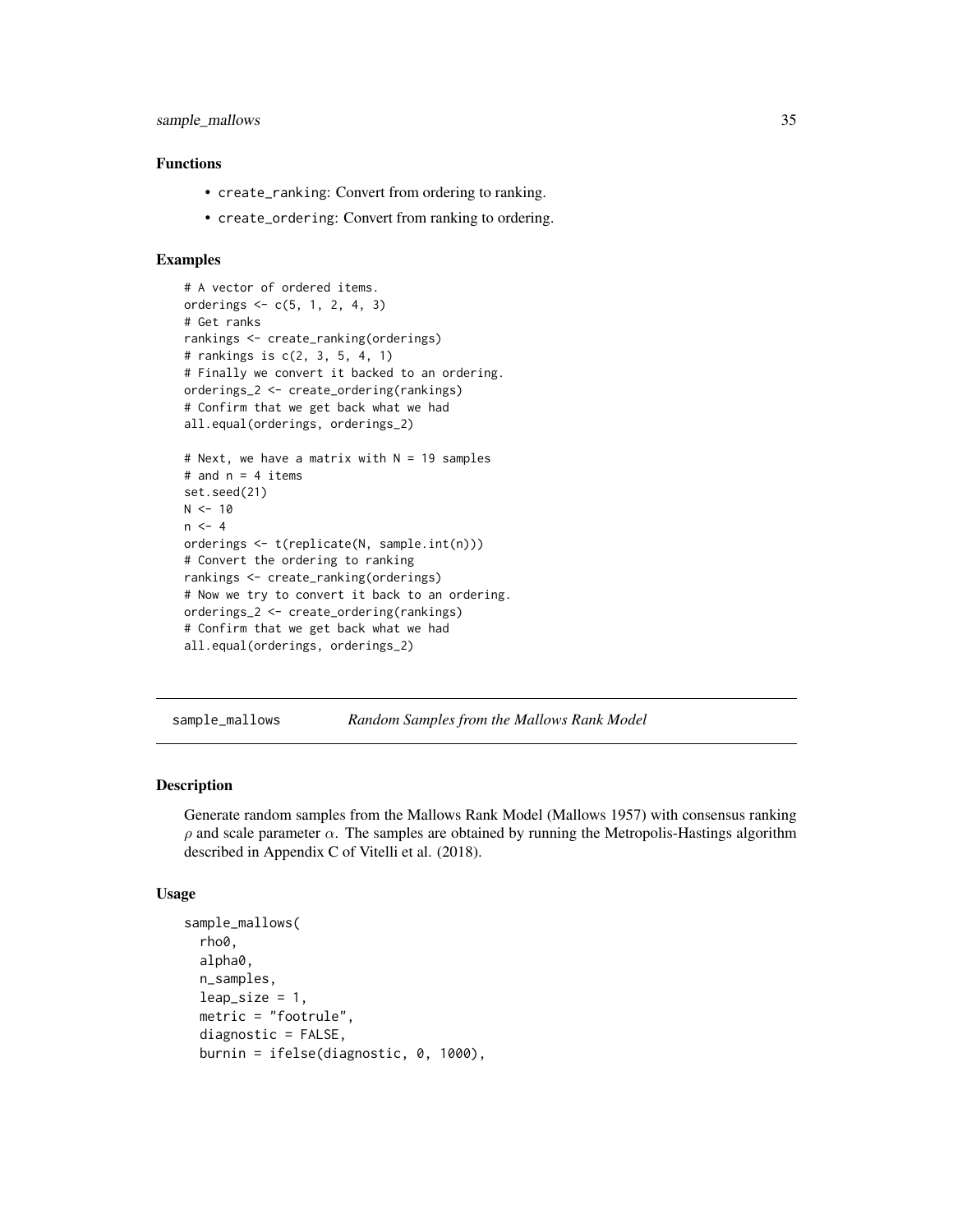### Functions

- `create_ranking`: Convert from ordering to ranking.
- `create_ordering`: Convert from ranking to ordering.

### Examples

```
# A vector of ordered items.
orderings <- c(5, 1, 2, 4, 3)
# Get ranks
rankings <- create_ranking(orderings)
# rankings is c(2, 3, 5, 4, 1)
# Finally we convert it backed to an ordering.
orderings_2 <- create_ordering(rankings)
# Confirm that we get back what we had
all.equal(orderings, orderings_2)

# Next, we have a matrix with N = 19 samples
# and n = 4 items
set.seed(21)
N <- 10
n <- 4
orderings <- t(replicate(N, sample.int(n)))
# Convert the ordering to ranking
rankings <- create_ranking(orderings)
# Now we try to convert it back to an ordering.
orderings_2 <- create_ordering(rankings)
# Confirm that we get back what we had
all.equal(orderings, orderings_2)
```

---

## sample_mallows *Random Samples from the Mallows Rank Model*

### Description

Generate random samples from the Mallows Rank Model (Mallows 1957) with consensus ranking $\rho$ and scale parameter $\alpha$. The samples are obtained by running the Metropolis-Hastings algorithm described in Appendix C of Vitelli et al. (2018).

### Usage

```
sample_mallows(
  rho0,
  alpha0,
  n_samples,
  leap_size = 1,
  metric = "footrule",
  diagnostic = FALSE,
  burnin = ifelse(diagnostic, 0, 1000),
```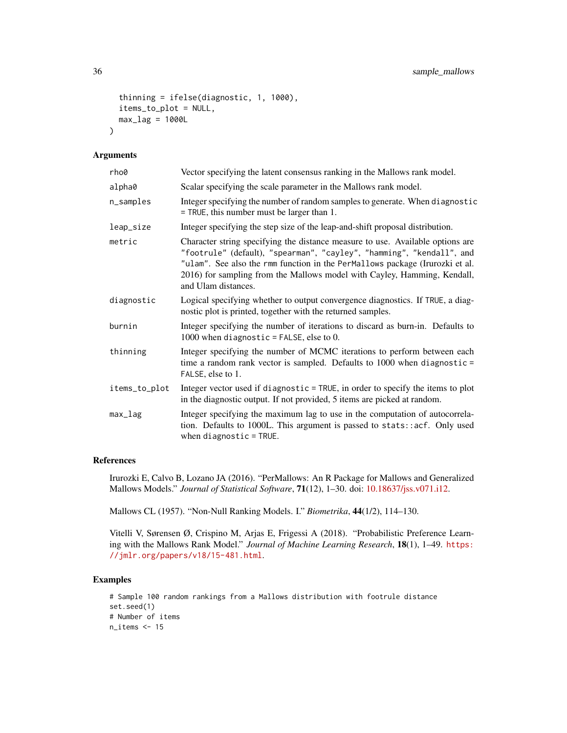```
  thinning = ifelse(diagnostic, 1, 1000),
  items_to_plot = NULL,
  max_lag = 1000L
)
```

## Arguments

| | |
|---|---|
| rho0 | Vector specifying the latent consensus ranking in the Mallows rank model. |
| alpha0 | Scalar specifying the scale parameter in the Mallows rank model. |
| n_samples | Integer specifying the number of random samples to generate. When `diagnostic = TRUE`, this number must be larger than 1. |
| leap_size | Integer specifying the step size of the leap-and-shift proposal distribution. |
| metric | Character string specifying the distance measure to use. Available options are `"footrule"` (default), `"spearman"`, `"cayley"`, `"hamming"`, `"kendall"`, and `"ulam"`. See also the `rmm` function in the `PerMallows` package (Irurozki et al. 2016) for sampling from the Mallows model with Cayley, Hamming, Kendall, and Ulam distances. |
| diagnostic | Logical specifying whether to output convergence diagnostics. If `TRUE`, a diagnostic plot is printed, together with the returned samples. |
| burnin | Integer specifying the number of iterations to discard as burn-in. Defaults to 1000 when `diagnostic = FALSE`, else to 0. |
| thinning | Integer specifying the number of MCMC iterations to perform between each time a random rank vector is sampled. Defaults to 1000 when `diagnostic = FALSE`, else to 1. |
| items_to_plot | Integer vector used if `diagnostic = TRUE`, in order to specify the items to plot in the diagnostic output. If not provided, 5 items are picked at random. |
| max_lag | Integer specifying the maximum lag to use in the computation of autocorrelation. Defaults to 1000L. This argument is passed to `stats::acf`. Only used when `diagnostic = TRUE`. |

## References

Irurozki E, Calvo B, Lozano JA (2016). "PerMallows: An R Package for Mallows and Generalized Mallows Models." *Journal of Statistical Software*, **71**(12), 1–30. doi: 10.18637/jss.v071.i12.

Mallows CL (1957). "Non-Null Ranking Models. I." *Biometrika*, **44**(1/2), 114–130.

Vitelli V, Sørensen Ø, Crispino M, Arjas E, Frigessi A (2018). "Probabilistic Preference Learning with the Mallows Rank Model." *Journal of Machine Learning Research*, **18**(1), 1–49. https://jmlr.org/papers/v18/15-481.html.

## Examples

```
# Sample 100 random rankings from a Mallows distribution with footrule distance
set.seed(1)
# Number of items
n_items <- 15
```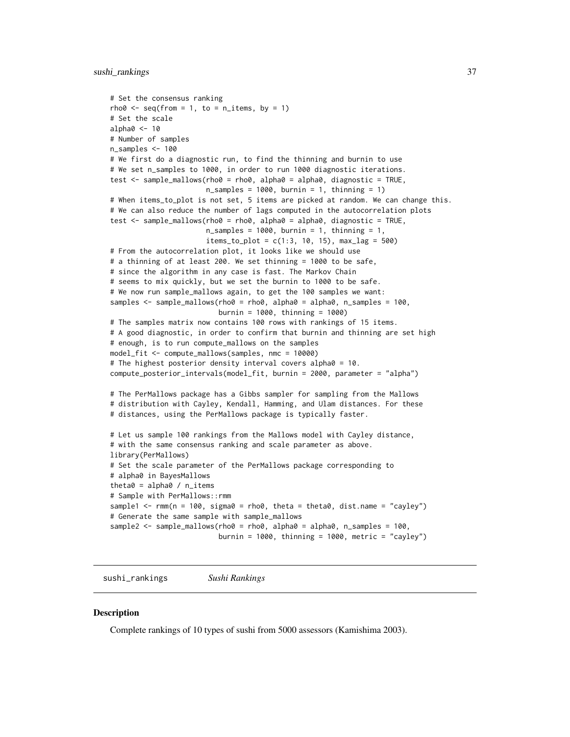```
# Set the consensus ranking
rho0 <- seq(from = 1, to = n_items, by = 1)
# Set the scale
alpha0 <- 10
# Number of samples
n_samples <- 100
# We first do a diagnostic run, to find the thinning and burnin to use
# We set n_samples to 1000, in order to run 1000 diagnostic iterations.
test <- sample_mallows(rho0 = rho0, alpha0 = alpha0, diagnostic = TRUE,
                       n_samples = 1000, burnin = 1, thinning = 1)
# When items_to_plot is not set, 5 items are picked at random. We can change this.
# We can also reduce the number of lags computed in the autocorrelation plots
test <- sample_mallows(rho0 = rho0, alpha0 = alpha0, diagnostic = TRUE,
                       n_samples = 1000, burnin = 1, thinning = 1,
                       items_to_plot = c(1:3, 10, 15), max_lag = 500)
# From the autocorrelation plot, it looks like we should use
# a thinning of at least 200. We set thinning = 1000 to be safe,
# since the algorithm in any case is fast. The Markov Chain
# seems to mix quickly, but we set the burnin to 1000 to be safe.
# We now run sample_mallows again, to get the 100 samples we want:
samples <- sample_mallows(rho0 = rho0, alpha0 = alpha0, n_samples = 100,
                          burnin = 1000, thinning = 1000)
# The samples matrix now contains 100 rows with rankings of 15 items.
# A good diagnostic, in order to confirm that burnin and thinning are set high
# enough, is to run compute_mallows on the samples
model_fit <- compute_mallows(samples, nmc = 10000)
# The highest posterior density interval covers alpha0 = 10.
compute_posterior_intervals(model_fit, burnin = 2000, parameter = "alpha")

# The PerMallows package has a Gibbs sampler for sampling from the Mallows
# distribution with Cayley, Kendall, Hamming, and Ulam distances. For these
# distances, using the PerMallows package is typically faster.

# Let us sample 100 rankings from the Mallows model with Cayley distance,
# with the same consensus ranking and scale parameter as above.
library(PerMallows)
# Set the scale parameter of the PerMallows package corresponding to
# alpha0 in BayesMallows
theta0 = alpha0 / n_items
# Sample with PerMallows::rmm
sample1 <- rmm(n = 100, sigma0 = rho0, theta = theta0, dist.name = "cayley")
# Generate the same sample with sample_mallows
sample2 <- sample_mallows(rho0 = rho0, alpha0 = alpha0, n_samples = 100,
                          burnin = 1000, thinning = 1000, metric = "cayley")
```

## sushi_rankings *Sushi Rankings*

### Description

Complete rankings of 10 types of sushi from 5000 assessors (Kamishima 2003).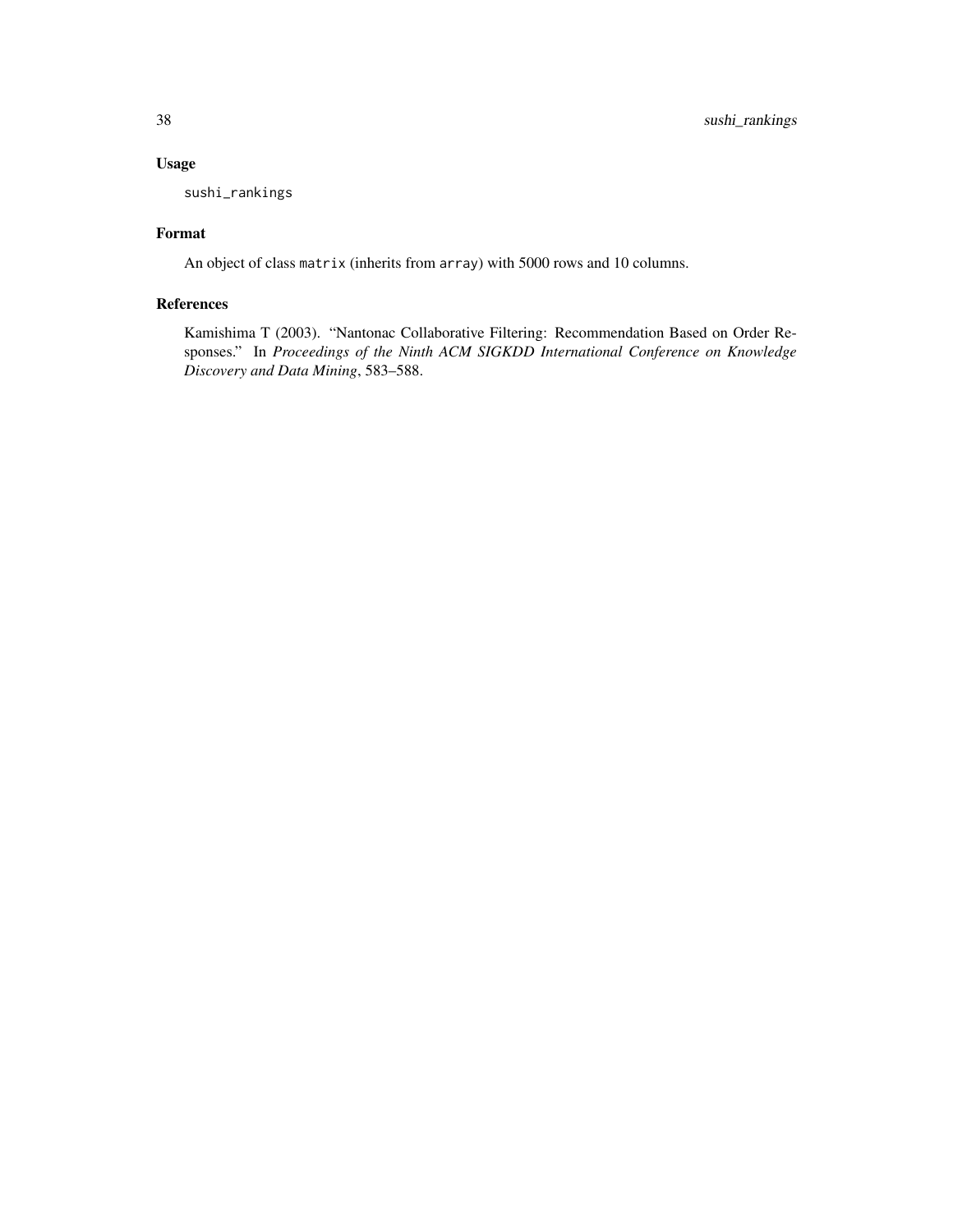## Usage

```
sushi_rankings
```

## Format

An object of class `matrix` (inherits from `array`) with 5000 rows and 10 columns.

## References

Kamishima T (2003). "Nantonac Collaborative Filtering: Recommendation Based on Order Responses." In *Proceedings of the Ninth ACM SIGKDD International Conference on Knowledge Discovery and Data Mining*, 583–588.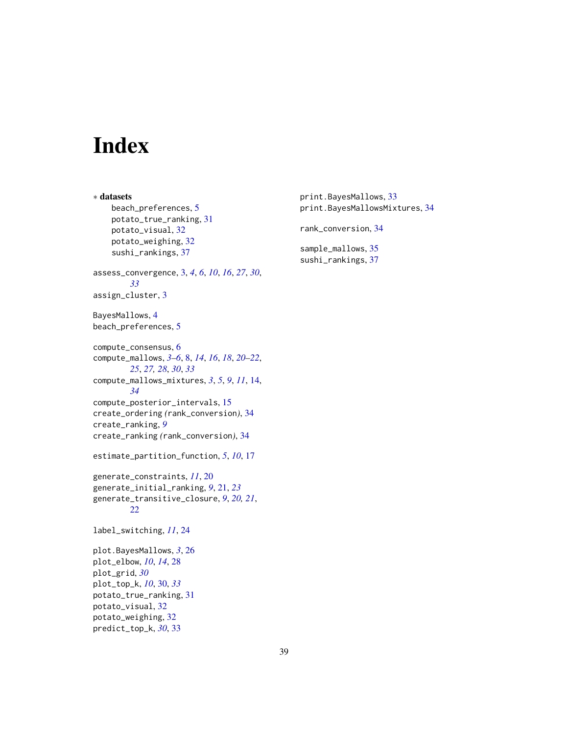# Index

∗ **datasets**

beach_preferences, 5
potato_true_ranking, 31
potato_visual, 32
potato_weighing, 32
sushi_rankings, 37

assess_convergence, 3, *4*, *6*, *10*, *16*, *27*, *30*, *33*
assign_cluster, 3

BayesMallows, 4
beach_preferences, 5

compute_consensus, 6
compute_mallows, *3–6*, 8, *14*, *16*, *18*, *20–22*, *25*, *27*, *28*, *30*, *33*
compute_mallows_mixtures, *3*, *5*, *9*, *11*, 14, *34*
compute_posterior_intervals, 15
create_ordering *(*rank_conversion*)*, 34
create_ranking, *9*
create_ranking *(*rank_conversion*)*, 34

estimate_partition_function, *5*, *10*, 17

generate_constraints, *11*, 20
generate_initial_ranking, *9*, 21, *23*
generate_transitive_closure, *9*, *20*, *21*, 22

label_switching, *11*, 24

plot.BayesMallows, *3*, 26
plot_elbow, *10*, *14*, 28
plot_grid, *30*
plot_top_k, *10*, 30, *33*
potato_true_ranking, 31
potato_visual, 32
potato_weighing, 32
predict_top_k, *30*, 33
print.BayesMallows, 33
print.BayesMallowsMixtures, 34

rank_conversion, 34

sample_mallows, 35
sushi_rankings, 37